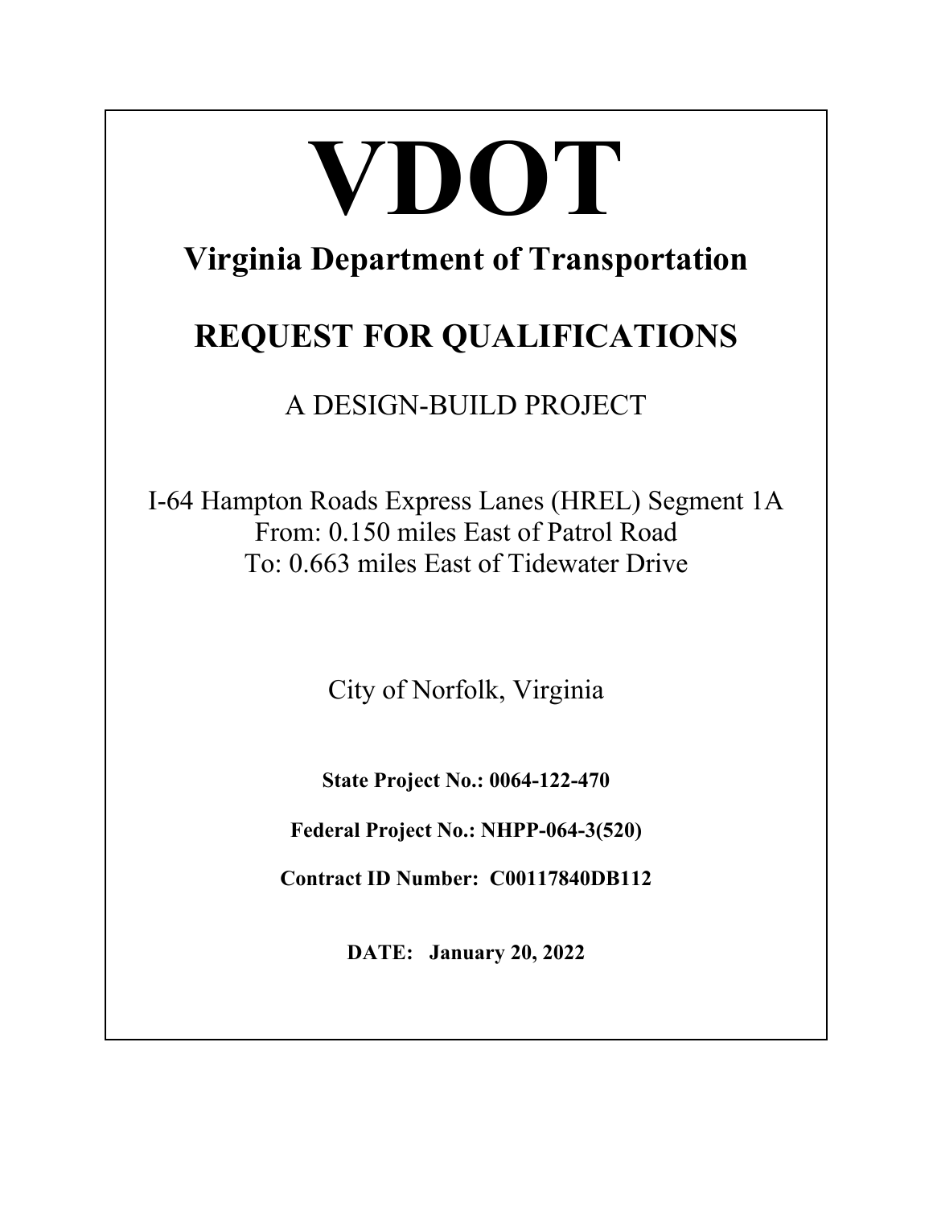# VDOT

## Virginia Department of Transportation

## REQUEST FOR QUALIFICATIONS

A DESIGN-BUILD PROJECT

I-64 Hampton Roads Express Lanes (HREL) Segment 1A
From: 0.150 miles East of Patrol Road
To: 0.663 miles East of Tidewater Drive

City of Norfolk, Virginia

**State Project No.: 0064-122-470**

**Federal Project No.: NHPP-064-3(520)**

**Contract ID Number: C00117840DB112**

**DATE: January 20, 2022**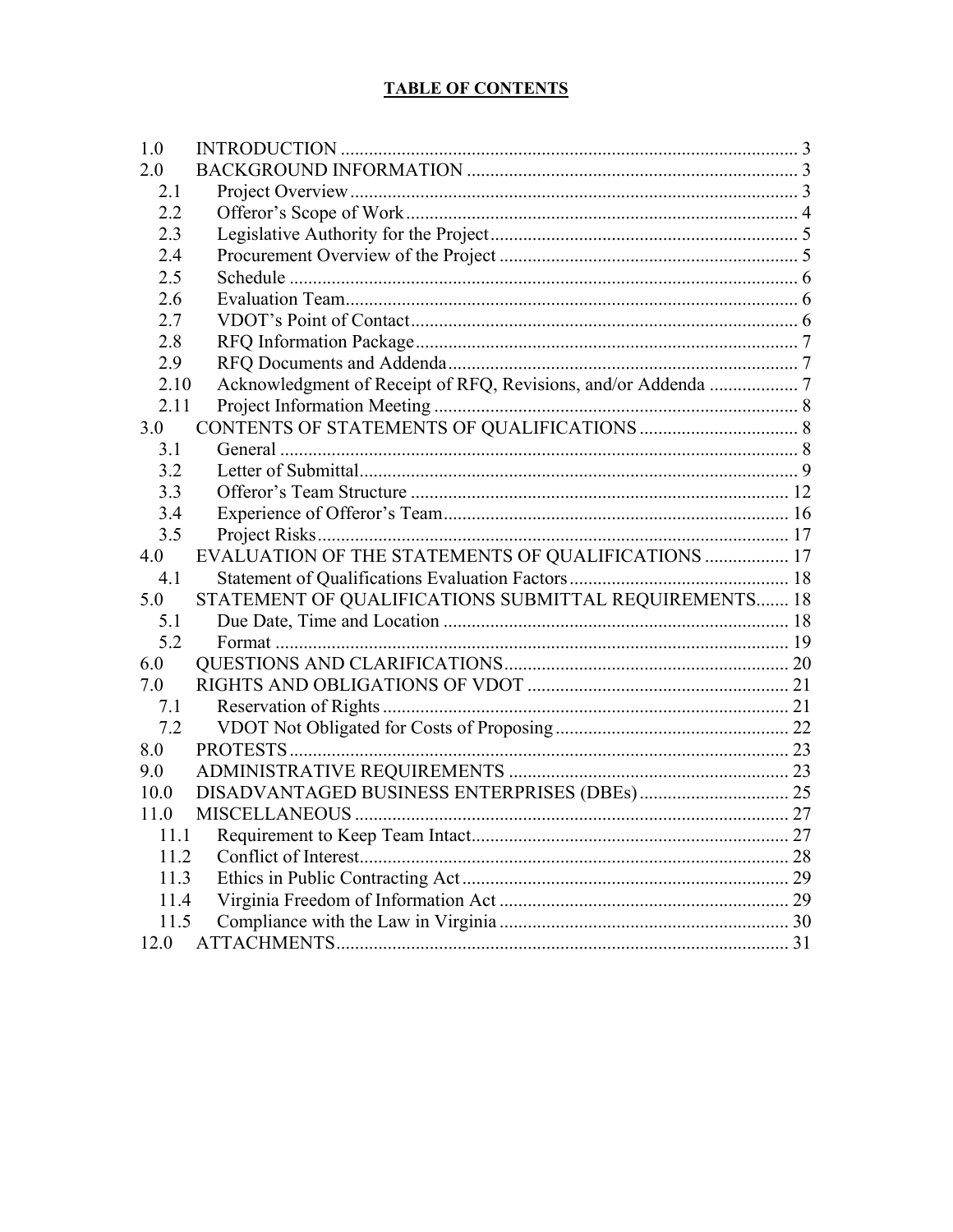**TABLE OF CONTENTS**

| | | |
|---|---|---|
| 1.0 | INTRODUCTION | 3 |
| 2.0 | BACKGROUND INFORMATION | 3 |
| 2.1 | Project Overview | 3 |
| 2.2 | Offeror's Scope of Work | 4 |
| 2.3 | Legislative Authority for the Project | 5 |
| 2.4 | Procurement Overview of the Project | 5 |
| 2.5 | Schedule | 6 |
| 2.6 | Evaluation Team | 6 |
| 2.7 | VDOT's Point of Contact | 6 |
| 2.8 | RFQ Information Package | 7 |
| 2.9 | RFQ Documents and Addenda | 7 |
| 2.10 | Acknowledgment of Receipt of RFQ, Revisions, and/or Addenda | 7 |
| 2.11 | Project Information Meeting | 8 |
| 3.0 | CONTENTS OF STATEMENTS OF QUALIFICATIONS | 8 |
| 3.1 | General | 8 |
| 3.2 | Letter of Submittal | 9 |
| 3.3 | Offeror's Team Structure | 12 |
| 3.4 | Experience of Offeror's Team | 16 |
| 3.5 | Project Risks | 17 |
| 4.0 | EVALUATION OF THE STATEMENTS OF QUALIFICATIONS | 17 |
| 4.1 | Statement of Qualifications Evaluation Factors | 18 |
| 5.0 | STATEMENT OF QUALIFICATIONS SUBMITTAL REQUIREMENTS | 18 |
| 5.1 | Due Date, Time and Location | 18 |
| 5.2 | Format | 19 |
| 6.0 | QUESTIONS AND CLARIFICATIONS | 20 |
| 7.0 | RIGHTS AND OBLIGATIONS OF VDOT | 21 |
| 7.1 | Reservation of Rights | 21 |
| 7.2 | VDOT Not Obligated for Costs of Proposing | 22 |
| 8.0 | PROTESTS | 23 |
| 9.0 | ADMINISTRATIVE REQUIREMENTS | 23 |
| 10.0 | DISADVANTAGED BUSINESS ENTERPRISES (DBEs) | 25 |
| 11.0 | MISCELLANEOUS | 27 |
| 11.1 | Requirement to Keep Team Intact | 27 |
| 11.2 | Conflict of Interest | 28 |
| 11.3 | Ethics in Public Contracting Act | 29 |
| 11.4 | Virginia Freedom of Information Act | 29 |
| 11.5 | Compliance with the Law in Virginia | 30 |
| 12.0 | ATTACHMENTS | 31 |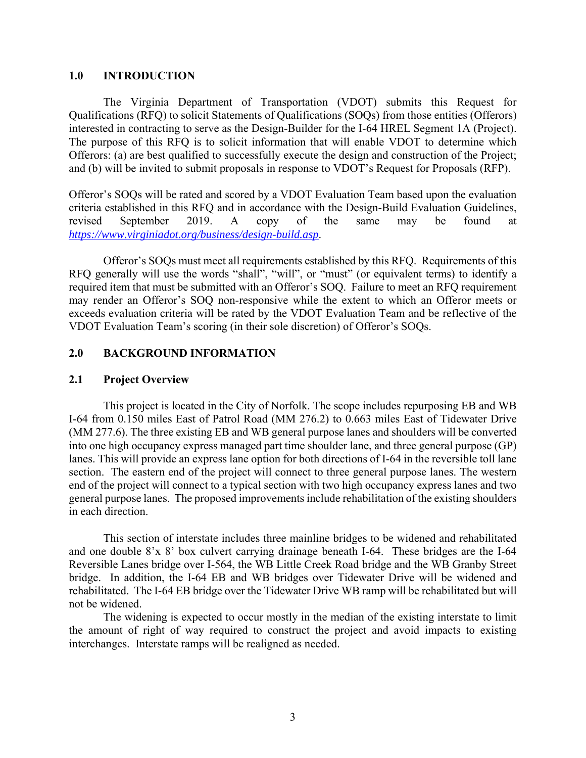## 1.0 INTRODUCTION

The Virginia Department of Transportation (VDOT) submits this Request for Qualifications (RFQ) to solicit Statements of Qualifications (SOQs) from those entities (Offerors) interested in contracting to serve as the Design-Builder for the I-64 HREL Segment 1A (Project). The purpose of this RFQ is to solicit information that will enable VDOT to determine which Offerors: (a) are best qualified to successfully execute the design and construction of the Project; and (b) will be invited to submit proposals in response to VDOT's Request for Proposals (RFP).

Offeror's SOQs will be rated and scored by a VDOT Evaluation Team based upon the evaluation criteria established in this RFQ and in accordance with the Design-Build Evaluation Guidelines, revised September 2019. A copy of the same may be found at *https://www.virginiadot.org/business/design-build.asp*.

Offeror's SOQs must meet all requirements established by this RFQ. Requirements of this RFQ generally will use the words "shall", "will", or "must" (or equivalent terms) to identify a required item that must be submitted with an Offeror's SOQ. Failure to meet an RFQ requirement may render an Offeror's SOQ non-responsive while the extent to which an Offeror meets or exceeds evaluation criteria will be rated by the VDOT Evaluation Team and be reflective of the VDOT Evaluation Team's scoring (in their sole discretion) of Offeror's SOQs.

## 2.0 BACKGROUND INFORMATION

### 2.1 Project Overview

This project is located in the City of Norfolk. The scope includes repurposing EB and WB I-64 from 0.150 miles East of Patrol Road (MM 276.2) to 0.663 miles East of Tidewater Drive (MM 277.6). The three existing EB and WB general purpose lanes and shoulders will be converted into one high occupancy express managed part time shoulder lane, and three general purpose (GP) lanes. This will provide an express lane option for both directions of I-64 in the reversible toll lane section. The eastern end of the project will connect to three general purpose lanes. The western end of the project will connect to a typical section with two high occupancy express lanes and two general purpose lanes. The proposed improvements include rehabilitation of the existing shoulders in each direction.

This section of interstate includes three mainline bridges to be widened and rehabilitated and one double 8'x 8' box culvert carrying drainage beneath I-64. These bridges are the I-64 Reversible Lanes bridge over I-564, the WB Little Creek Road bridge and the WB Granby Street bridge. In addition, the I-64 EB and WB bridges over Tidewater Drive will be widened and rehabilitated. The I-64 EB bridge over the Tidewater Drive WB ramp will be rehabilitated but will not be widened.

The widening is expected to occur mostly in the median of the existing interstate to limit the amount of right of way required to construct the project and avoid impacts to existing interchanges. Interstate ramps will be realigned as needed.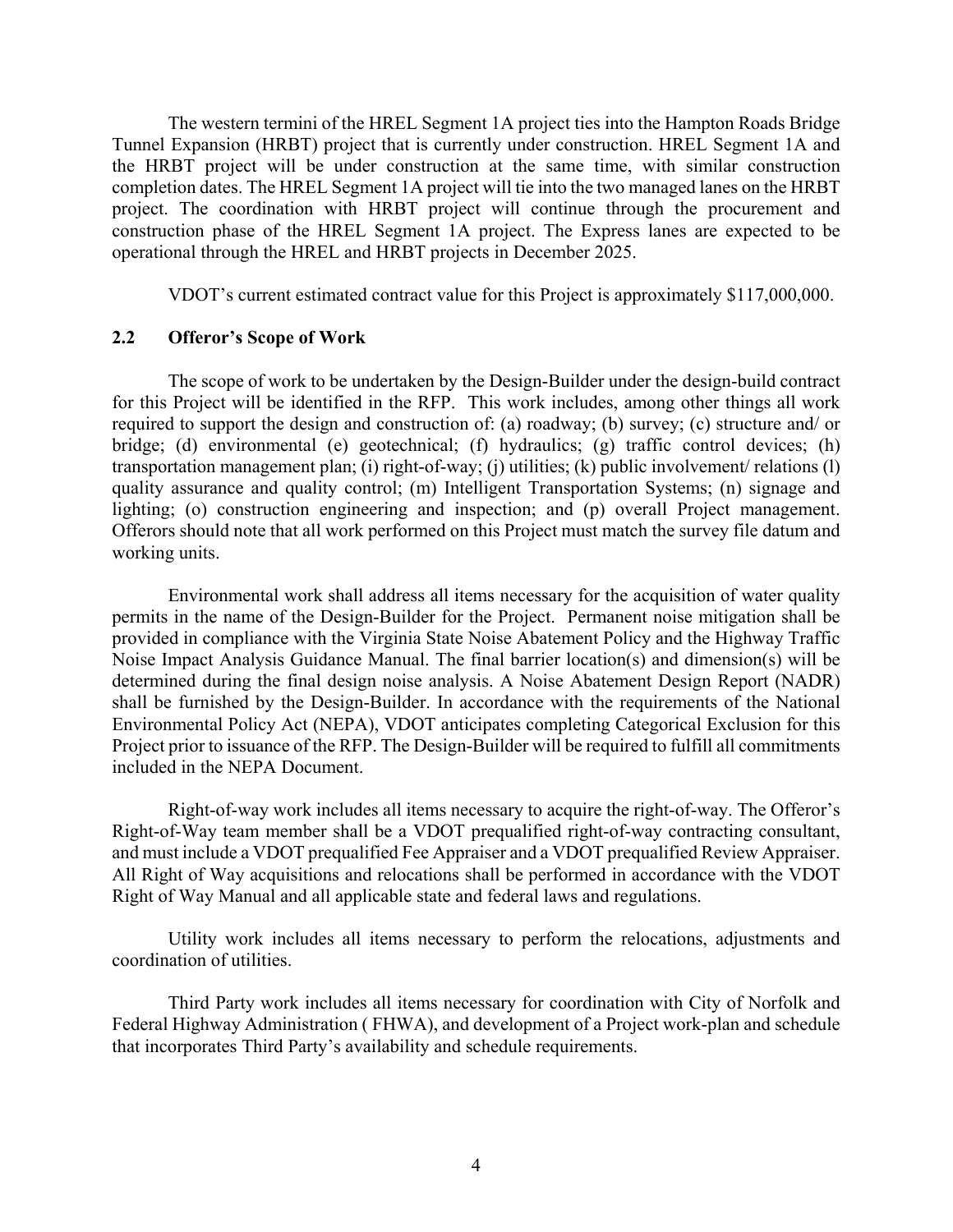The western termini of the HREL Segment 1A project ties into the Hampton Roads Bridge Tunnel Expansion (HRBT) project that is currently under construction. HREL Segment 1A and the HRBT project will be under construction at the same time, with similar construction completion dates. The HREL Segment 1A project will tie into the two managed lanes on the HRBT project. The coordination with HRBT project will continue through the procurement and construction phase of the HREL Segment 1A project. The Express lanes are expected to be operational through the HREL and HRBT projects in December 2025.

VDOT's current estimated contract value for this Project is approximately $117,000,000.

## 2.2 Offeror's Scope of Work

The scope of work to be undertaken by the Design-Builder under the design-build contract for this Project will be identified in the RFP. This work includes, among other things all work required to support the design and construction of: (a) roadway; (b) survey; (c) structure and/ or bridge; (d) environmental (e) geotechnical; (f) hydraulics; (g) traffic control devices; (h) transportation management plan; (i) right-of-way; (j) utilities; (k) public involvement/ relations (l) quality assurance and quality control; (m) Intelligent Transportation Systems; (n) signage and lighting; (o) construction engineering and inspection; and (p) overall Project management. Offerors should note that all work performed on this Project must match the survey file datum and working units.

Environmental work shall address all items necessary for the acquisition of water quality permits in the name of the Design-Builder for the Project. Permanent noise mitigation shall be provided in compliance with the Virginia State Noise Abatement Policy and the Highway Traffic Noise Impact Analysis Guidance Manual. The final barrier location(s) and dimension(s) will be determined during the final design noise analysis. A Noise Abatement Design Report (NADR) shall be furnished by the Design-Builder. In accordance with the requirements of the National Environmental Policy Act (NEPA), VDOT anticipates completing Categorical Exclusion for this Project prior to issuance of the RFP. The Design-Builder will be required to fulfill all commitments included in the NEPA Document.

Right-of-way work includes all items necessary to acquire the right-of-way. The Offeror's Right-of-Way team member shall be a VDOT prequalified right-of-way contracting consultant, and must include a VDOT prequalified Fee Appraiser and a VDOT prequalified Review Appraiser. All Right of Way acquisitions and relocations shall be performed in accordance with the VDOT Right of Way Manual and all applicable state and federal laws and regulations.

Utility work includes all items necessary to perform the relocations, adjustments and coordination of utilities.

Third Party work includes all items necessary for coordination with City of Norfolk and Federal Highway Administration ( FHWA), and development of a Project work-plan and schedule that incorporates Third Party's availability and schedule requirements.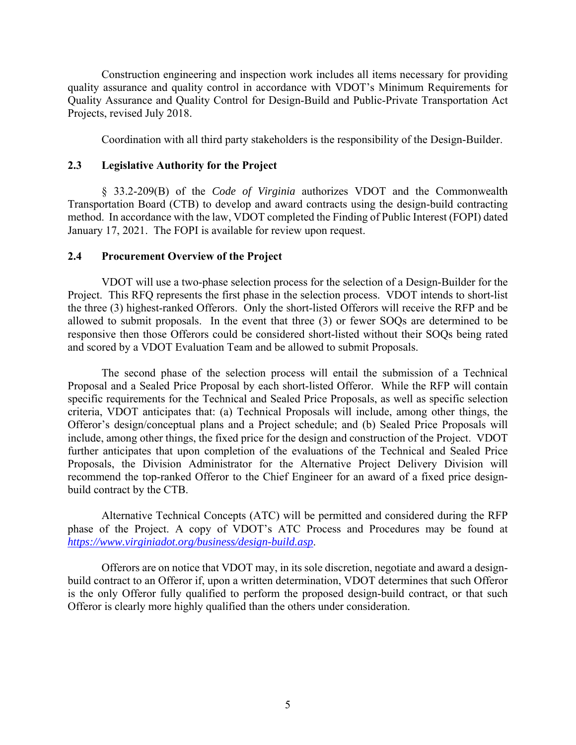Construction engineering and inspection work includes all items necessary for providing quality assurance and quality control in accordance with VDOT's Minimum Requirements for Quality Assurance and Quality Control for Design-Build and Public-Private Transportation Act Projects, revised July 2018.

Coordination with all third party stakeholders is the responsibility of the Design-Builder.

### 2.3 Legislative Authority for the Project

§ 33.2-209(B) of the *Code of Virginia* authorizes VDOT and the Commonwealth Transportation Board (CTB) to develop and award contracts using the design-build contracting method. In accordance with the law, VDOT completed the Finding of Public Interest (FOPI) dated January 17, 2021. The FOPI is available for review upon request.

### 2.4 Procurement Overview of the Project

VDOT will use a two-phase selection process for the selection of a Design-Builder for the Project. This RFQ represents the first phase in the selection process. VDOT intends to short-list the three (3) highest-ranked Offerors. Only the short-listed Offerors will receive the RFP and be allowed to submit proposals. In the event that three (3) or fewer SOQs are determined to be responsive then those Offerors could be considered short-listed without their SOQs being rated and scored by a VDOT Evaluation Team and be allowed to submit Proposals.

The second phase of the selection process will entail the submission of a Technical Proposal and a Sealed Price Proposal by each short-listed Offeror. While the RFP will contain specific requirements for the Technical and Sealed Price Proposals, as well as specific selection criteria, VDOT anticipates that: (a) Technical Proposals will include, among other things, the Offeror's design/conceptual plans and a Project schedule; and (b) Sealed Price Proposals will include, among other things, the fixed price for the design and construction of the Project. VDOT further anticipates that upon completion of the evaluations of the Technical and Sealed Price Proposals, the Division Administrator for the Alternative Project Delivery Division will recommend the top-ranked Offeror to the Chief Engineer for an award of a fixed price design-build contract by the CTB.

Alternative Technical Concepts (ATC) will be permitted and considered during the RFP phase of the Project. A copy of VDOT's ATC Process and Procedures may be found at *https://www.virginiadot.org/business/design-build.asp*.

Offerors are on notice that VDOT may, in its sole discretion, negotiate and award a design-build contract to an Offeror if, upon a written determination, VDOT determines that such Offeror is the only Offeror fully qualified to perform the proposed design-build contract, or that such Offeror is clearly more highly qualified than the others under consideration.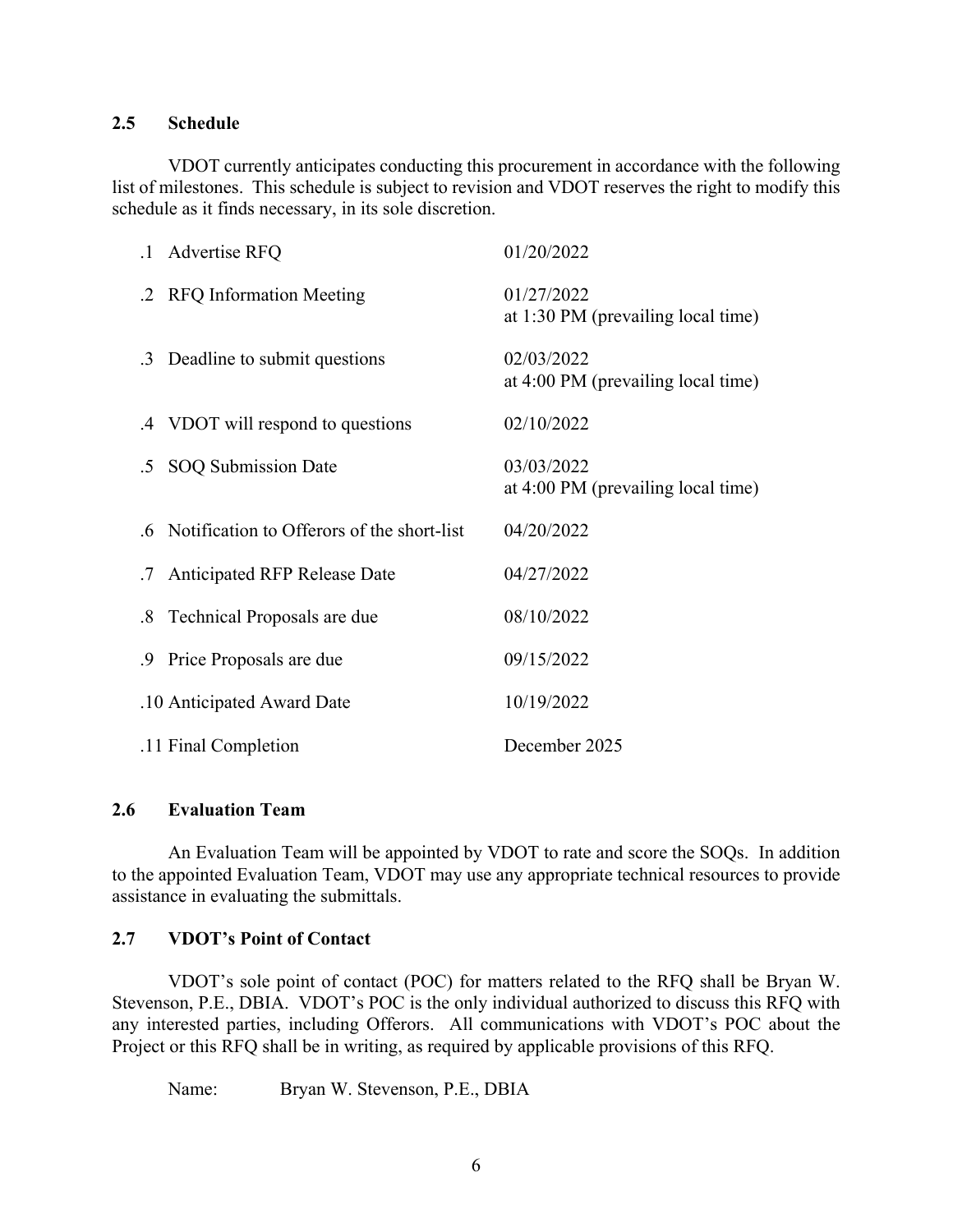## 2.5 Schedule

VDOT currently anticipates conducting this procurement in accordance with the following list of milestones. This schedule is subject to revision and VDOT reserves the right to modify this schedule as it finds necessary, in its sole discretion.

| | |
|---|---|
| .1 Advertise RFQ | 01/20/2022 |
| .2 RFQ Information Meeting | 01/27/2022 at 1:30 PM (prevailing local time) |
| .3 Deadline to submit questions | 02/03/2022 at 4:00 PM (prevailing local time) |
| .4 VDOT will respond to questions | 02/10/2022 |
| .5 SOQ Submission Date | 03/03/2022 at 4:00 PM (prevailing local time) |
| .6 Notification to Offerors of the short-list | 04/20/2022 |
| .7 Anticipated RFP Release Date | 04/27/2022 |
| .8 Technical Proposals are due | 08/10/2022 |
| .9 Price Proposals are due | 09/15/2022 |
| .10 Anticipated Award Date | 10/19/2022 |
| .11 Final Completion | December 2025 |

## 2.6 Evaluation Team

An Evaluation Team will be appointed by VDOT to rate and score the SOQs. In addition to the appointed Evaluation Team, VDOT may use any appropriate technical resources to provide assistance in evaluating the submittals.

## 2.7 VDOT's Point of Contact

VDOT's sole point of contact (POC) for matters related to the RFQ shall be Bryan W. Stevenson, P.E., DBIA. VDOT's POC is the only individual authorized to discuss this RFQ with any interested parties, including Offerors. All communications with VDOT's POC about the Project or this RFQ shall be in writing, as required by applicable provisions of this RFQ.

Name: Bryan W. Stevenson, P.E., DBIA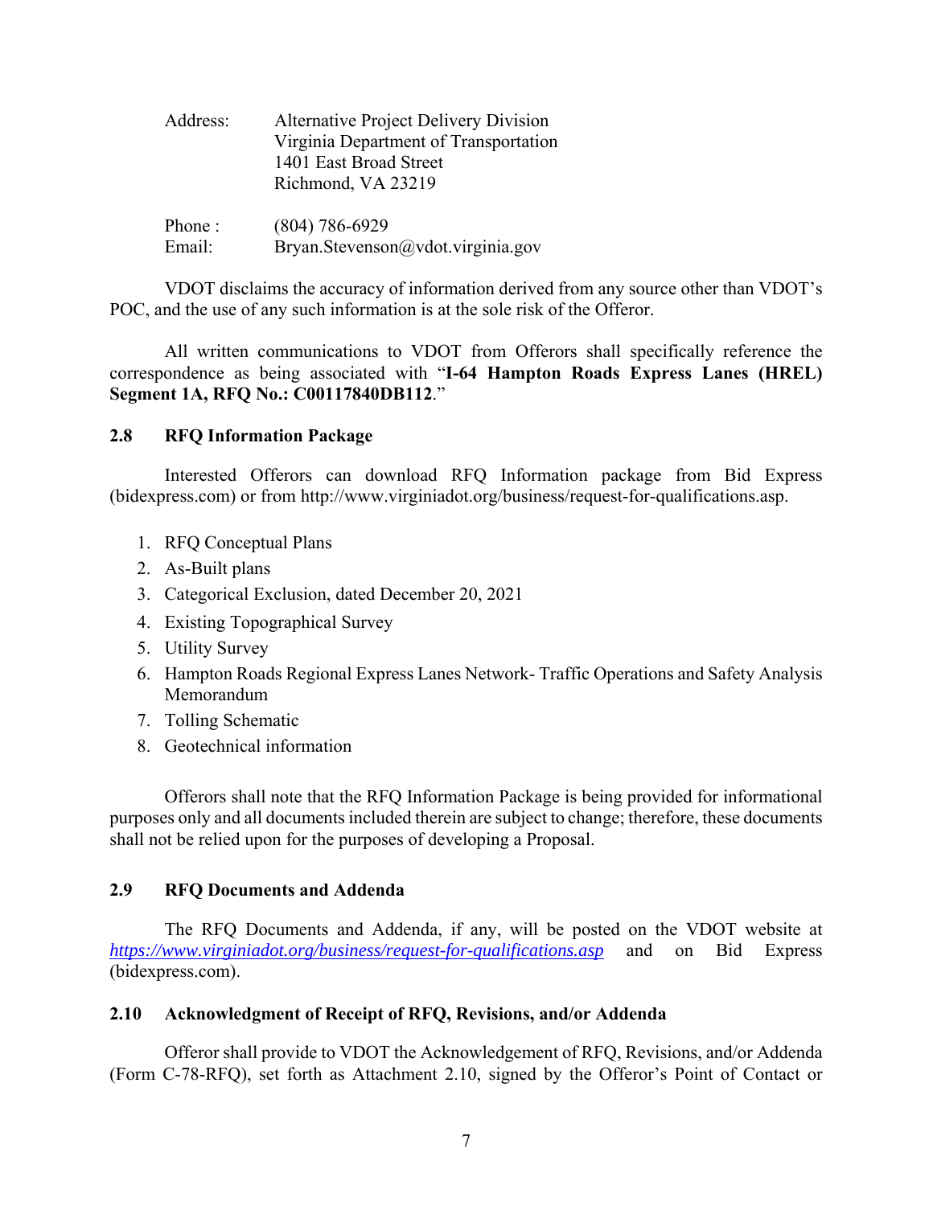Address: Alternative Project Delivery Division
Virginia Department of Transportation
1401 East Broad Street
Richmond, VA 23219

Phone : (804) 786-6929
Email: Bryan.Stevenson@vdot.virginia.gov

VDOT disclaims the accuracy of information derived from any source other than VDOT's POC, and the use of any such information is at the sole risk of the Offeror.

All written communications to VDOT from Offerors shall specifically reference the correspondence as being associated with "**I-64 Hampton Roads Express Lanes (HREL) Segment 1A, RFQ No.: C00117840DB112**."

## 2.8 RFQ Information Package

Interested Offerors can download RFQ Information package from Bid Express (bidexpress.com) or from http://www.virginiadot.org/business/request-for-qualifications.asp.

1. RFQ Conceptual Plans
2. As-Built plans
3. Categorical Exclusion, dated December 20, 2021
4. Existing Topographical Survey
5. Utility Survey
6. Hampton Roads Regional Express Lanes Network- Traffic Operations and Safety Analysis Memorandum
7. Tolling Schematic
8. Geotechnical information

Offerors shall note that the RFQ Information Package is being provided for informational purposes only and all documents included therein are subject to change; therefore, these documents shall not be relied upon for the purposes of developing a Proposal.

## 2.9 RFQ Documents and Addenda

The RFQ Documents and Addenda, if any, will be posted on the VDOT website at *https://www.virginiadot.org/business/request-for-qualifications.asp* and on Bid Express (bidexpress.com).

## 2.10 Acknowledgment of Receipt of RFQ, Revisions, and/or Addenda

Offeror shall provide to VDOT the Acknowledgement of RFQ, Revisions, and/or Addenda (Form C-78-RFQ), set forth as Attachment 2.10, signed by the Offeror's Point of Contact or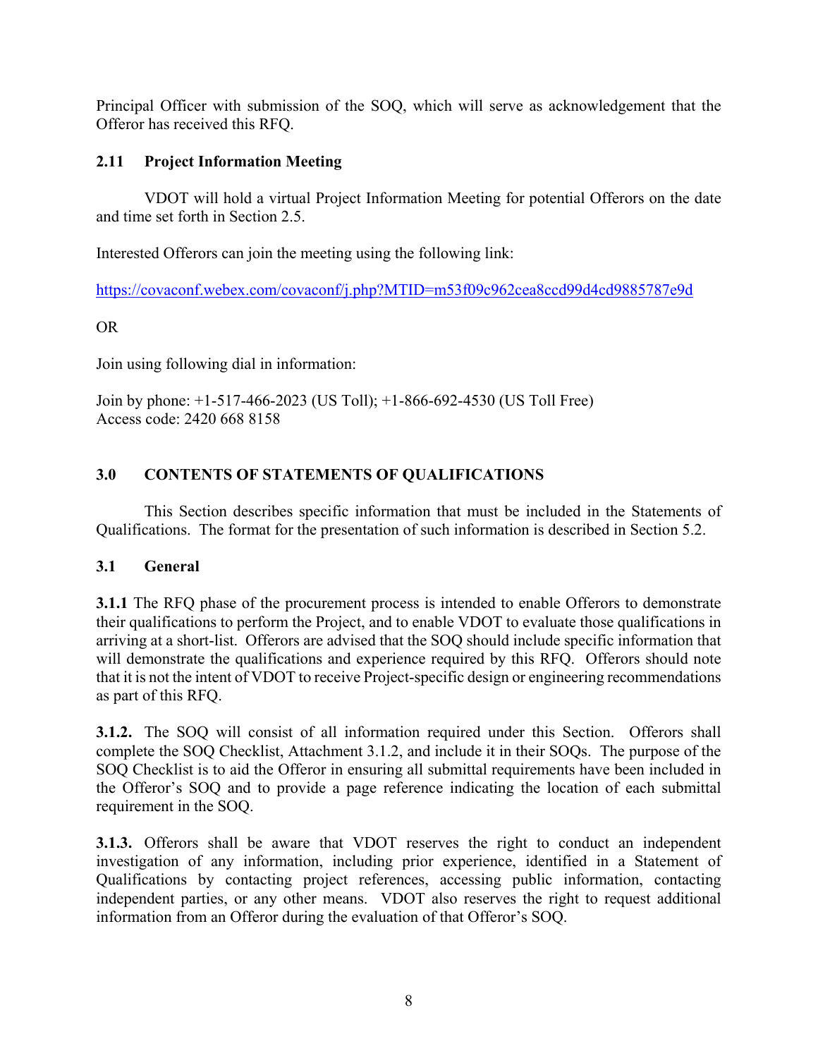Principal Officer with submission of the SOQ, which will serve as acknowledgement that the Offeror has received this RFQ.

### 2.11 Project Information Meeting

VDOT will hold a virtual Project Information Meeting for potential Offerors on the date and time set forth in Section 2.5.

Interested Offerors can join the meeting using the following link:

https://covaconf.webex.com/covaconf/j.php?MTID=m53f09c962cea8ccd99d4cd9885787e9d

OR

Join using following dial in information:

Join by phone: +1-517-466-2023 (US Toll); +1-866-692-4530 (US Toll Free)
Access code: 2420 668 8158

## 3.0 CONTENTS OF STATEMENTS OF QUALIFICATIONS

This Section describes specific information that must be included in the Statements of Qualifications. The format for the presentation of such information is described in Section 5.2.

### 3.1 General

**3.1.1** The RFQ phase of the procurement process is intended to enable Offerors to demonstrate their qualifications to perform the Project, and to enable VDOT to evaluate those qualifications in arriving at a short-list. Offerors are advised that the SOQ should include specific information that will demonstrate the qualifications and experience required by this RFQ. Offerors should note that it is not the intent of VDOT to receive Project-specific design or engineering recommendations as part of this RFQ.

**3.1.2.** The SOQ will consist of all information required under this Section. Offerors shall complete the SOQ Checklist, Attachment 3.1.2, and include it in their SOQs. The purpose of the SOQ Checklist is to aid the Offeror in ensuring all submittal requirements have been included in the Offeror's SOQ and to provide a page reference indicating the location of each submittal requirement in the SOQ.

**3.1.3.** Offerors shall be aware that VDOT reserves the right to conduct an independent investigation of any information, including prior experience, identified in a Statement of Qualifications by contacting project references, accessing public information, contacting independent parties, or any other means. VDOT also reserves the right to request additional information from an Offeror during the evaluation of that Offeror's SOQ.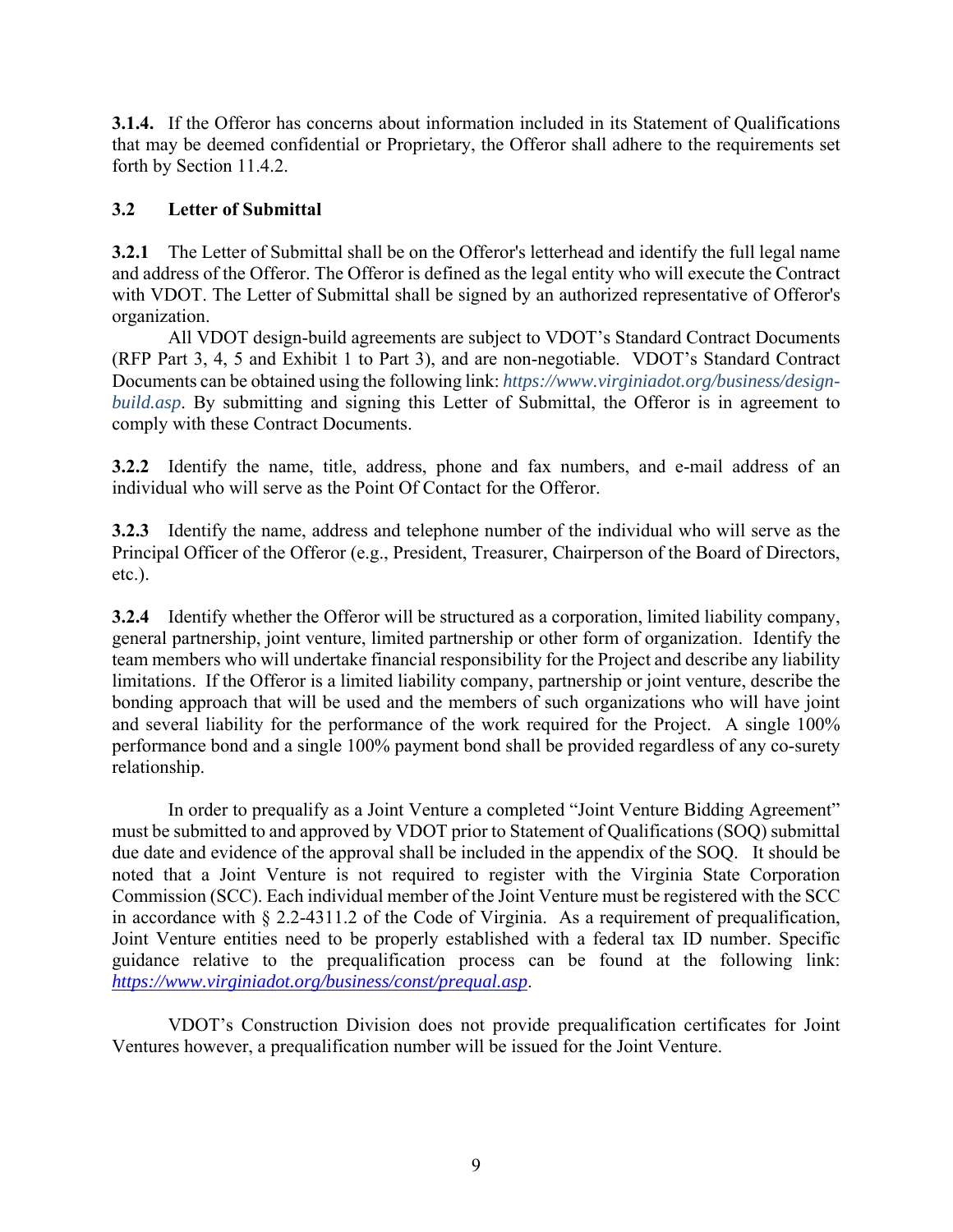**3.1.4.** If the Offeror has concerns about information included in its Statement of Qualifications that may be deemed confidential or Proprietary, the Offeror shall adhere to the requirements set forth by Section 11.4.2.

## 3.2 Letter of Submittal

**3.2.1** The Letter of Submittal shall be on the Offeror's letterhead and identify the full legal name and address of the Offeror. The Offeror is defined as the legal entity who will execute the Contract with VDOT. The Letter of Submittal shall be signed by an authorized representative of Offeror's organization.

All VDOT design-build agreements are subject to VDOT's Standard Contract Documents (RFP Part 3, 4, 5 and Exhibit 1 to Part 3), and are non-negotiable. VDOT's Standard Contract Documents can be obtained using the following link: *https://www.virginiadot.org/business/design-build.asp*. By submitting and signing this Letter of Submittal, the Offeror is in agreement to comply with these Contract Documents.

**3.2.2** Identify the name, title, address, phone and fax numbers, and e-mail address of an individual who will serve as the Point Of Contact for the Offeror.

**3.2.3** Identify the name, address and telephone number of the individual who will serve as the Principal Officer of the Offeror (e.g., President, Treasurer, Chairperson of the Board of Directors, etc.).

**3.2.4** Identify whether the Offeror will be structured as a corporation, limited liability company, general partnership, joint venture, limited partnership or other form of organization. Identify the team members who will undertake financial responsibility for the Project and describe any liability limitations. If the Offeror is a limited liability company, partnership or joint venture, describe the bonding approach that will be used and the members of such organizations who will have joint and several liability for the performance of the work required for the Project. A single 100% performance bond and a single 100% payment bond shall be provided regardless of any co-surety relationship.

In order to prequalify as a Joint Venture a completed "Joint Venture Bidding Agreement" must be submitted to and approved by VDOT prior to Statement of Qualifications (SOQ) submittal due date and evidence of the approval shall be included in the appendix of the SOQ. It should be noted that a Joint Venture is not required to register with the Virginia State Corporation Commission (SCC). Each individual member of the Joint Venture must be registered with the SCC in accordance with § 2.2-4311.2 of the Code of Virginia. As a requirement of prequalification, Joint Venture entities need to be properly established with a federal tax ID number. Specific guidance relative to the prequalification process can be found at the following link: *https://www.virginiadot.org/business/const/prequal.asp*.

VDOT's Construction Division does not provide prequalification certificates for Joint Ventures however, a prequalification number will be issued for the Joint Venture.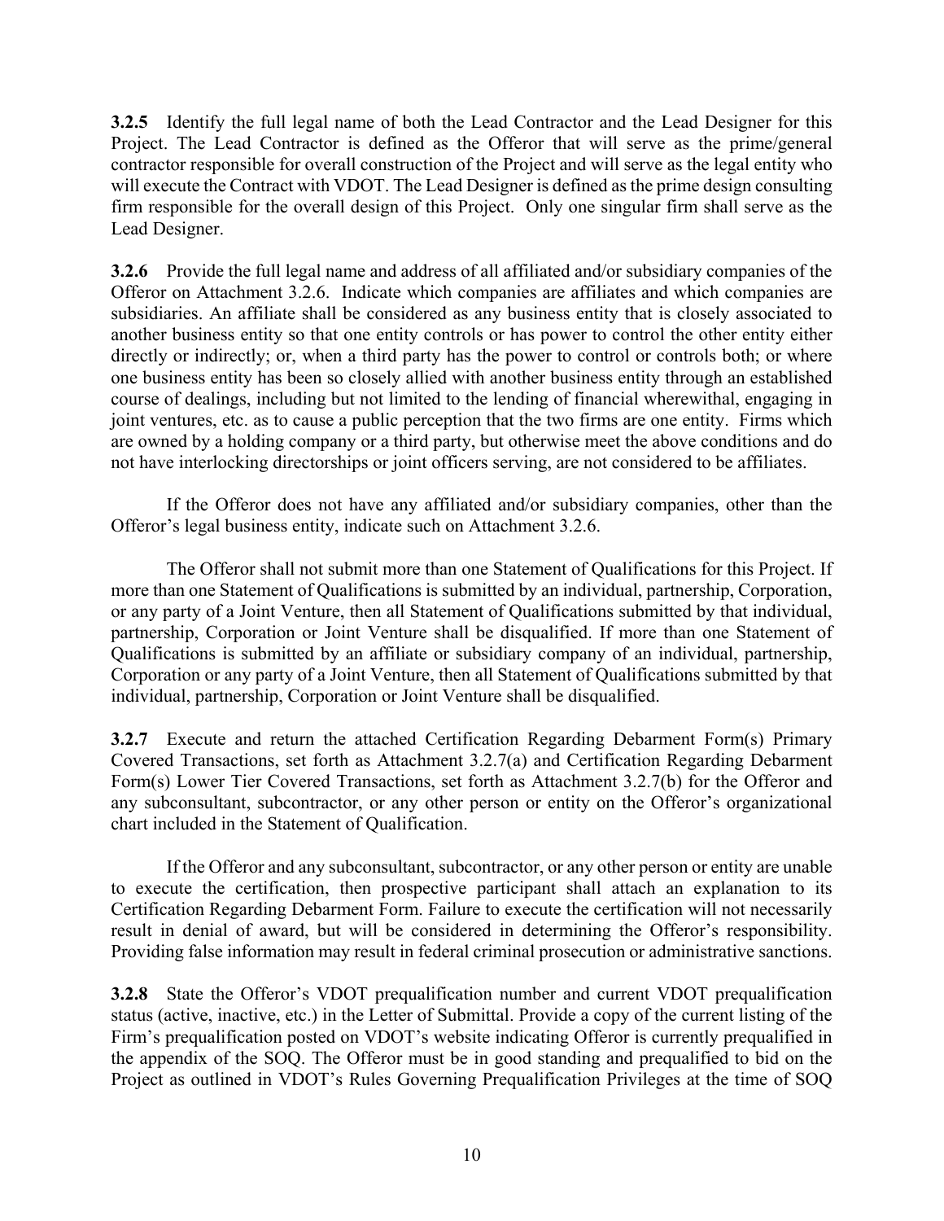**3.2.5** Identify the full legal name of both the Lead Contractor and the Lead Designer for this Project. The Lead Contractor is defined as the Offeror that will serve as the prime/general contractor responsible for overall construction of the Project and will serve as the legal entity who will execute the Contract with VDOT. The Lead Designer is defined as the prime design consulting firm responsible for the overall design of this Project. Only one singular firm shall serve as the Lead Designer.

**3.2.6** Provide the full legal name and address of all affiliated and/or subsidiary companies of the Offeror on Attachment 3.2.6. Indicate which companies are affiliates and which companies are subsidiaries. An affiliate shall be considered as any business entity that is closely associated to another business entity so that one entity controls or has power to control the other entity either directly or indirectly; or, when a third party has the power to control or controls both; or where one business entity has been so closely allied with another business entity through an established course of dealings, including but not limited to the lending of financial wherewithal, engaging in joint ventures, etc. as to cause a public perception that the two firms are one entity. Firms which are owned by a holding company or a third party, but otherwise meet the above conditions and do not have interlocking directorships or joint officers serving, are not considered to be affiliates.

If the Offeror does not have any affiliated and/or subsidiary companies, other than the Offeror's legal business entity, indicate such on Attachment 3.2.6.

The Offeror shall not submit more than one Statement of Qualifications for this Project. If more than one Statement of Qualifications is submitted by an individual, partnership, Corporation, or any party of a Joint Venture, then all Statement of Qualifications submitted by that individual, partnership, Corporation or Joint Venture shall be disqualified. If more than one Statement of Qualifications is submitted by an affiliate or subsidiary company of an individual, partnership, Corporation or any party of a Joint Venture, then all Statement of Qualifications submitted by that individual, partnership, Corporation or Joint Venture shall be disqualified.

**3.2.7** Execute and return the attached Certification Regarding Debarment Form(s) Primary Covered Transactions, set forth as Attachment 3.2.7(a) and Certification Regarding Debarment Form(s) Lower Tier Covered Transactions, set forth as Attachment 3.2.7(b) for the Offeror and any subconsultant, subcontractor, or any other person or entity on the Offeror's organizational chart included in the Statement of Qualification.

If the Offeror and any subconsultant, subcontractor, or any other person or entity are unable to execute the certification, then prospective participant shall attach an explanation to its Certification Regarding Debarment Form. Failure to execute the certification will not necessarily result in denial of award, but will be considered in determining the Offeror's responsibility. Providing false information may result in federal criminal prosecution or administrative sanctions.

**3.2.8** State the Offeror's VDOT prequalification number and current VDOT prequalification status (active, inactive, etc.) in the Letter of Submittal. Provide a copy of the current listing of the Firm's prequalification posted on VDOT's website indicating Offeror is currently prequalified in the appendix of the SOQ. The Offeror must be in good standing and prequalified to bid on the Project as outlined in VDOT's Rules Governing Prequalification Privileges at the time of SOQ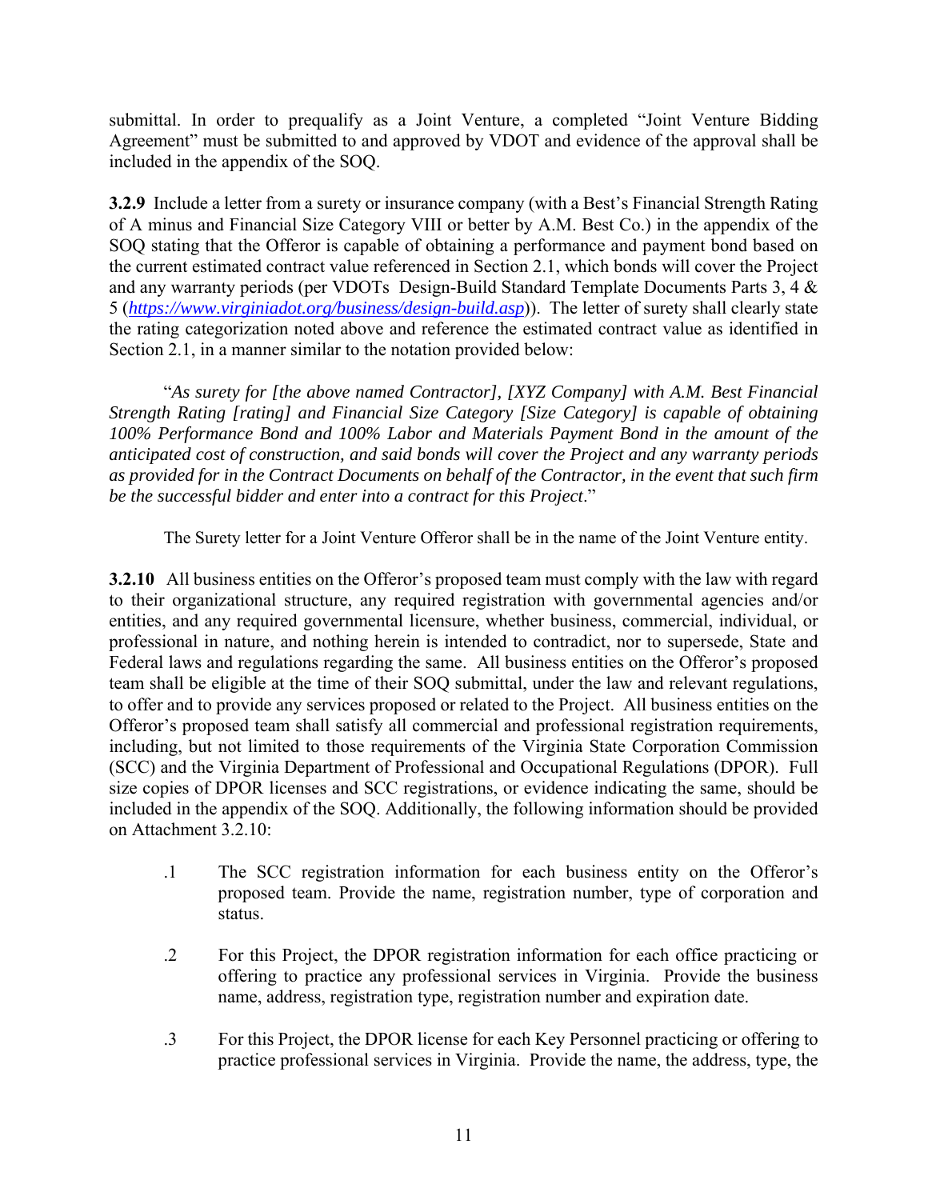submittal. In order to prequalify as a Joint Venture, a completed "Joint Venture Bidding Agreement" must be submitted to and approved by VDOT and evidence of the approval shall be included in the appendix of the SOQ.

**3.2.9** Include a letter from a surety or insurance company (with a Best's Financial Strength Rating of A minus and Financial Size Category VIII or better by A.M. Best Co.) in the appendix of the SOQ stating that the Offeror is capable of obtaining a performance and payment bond based on the current estimated contract value referenced in Section 2.1, which bonds will cover the Project and any warranty periods (per VDOTs Design-Build Standard Template Documents Parts 3, 4 & 5 (*https://www.virginiadot.org/business/design-build.asp*)). The letter of surety shall clearly state the rating categorization noted above and reference the estimated contract value as identified in Section 2.1, in a manner similar to the notation provided below:

"*As surety for [the above named Contractor], [XYZ Company] with A.M. Best Financial Strength Rating [rating] and Financial Size Category [Size Category] is capable of obtaining 100% Performance Bond and 100% Labor and Materials Payment Bond in the amount of the anticipated cost of construction, and said bonds will cover the Project and any warranty periods as provided for in the Contract Documents on behalf of the Contractor, in the event that such firm be the successful bidder and enter into a contract for this Project*."

The Surety letter for a Joint Venture Offeror shall be in the name of the Joint Venture entity.

**3.2.10** All business entities on the Offeror's proposed team must comply with the law with regard to their organizational structure, any required registration with governmental agencies and/or entities, and any required governmental licensure, whether business, commercial, individual, or professional in nature, and nothing herein is intended to contradict, nor to supersede, State and Federal laws and regulations regarding the same. All business entities on the Offeror's proposed team shall be eligible at the time of their SOQ submittal, under the law and relevant regulations, to offer and to provide any services proposed or related to the Project. All business entities on the Offeror's proposed team shall satisfy all commercial and professional registration requirements, including, but not limited to those requirements of the Virginia State Corporation Commission (SCC) and the Virginia Department of Professional and Occupational Regulations (DPOR). Full size copies of DPOR licenses and SCC registrations, or evidence indicating the same, should be included in the appendix of the SOQ. Additionally, the following information should be provided on Attachment 3.2.10:

.1 The SCC registration information for each business entity on the Offeror's proposed team. Provide the name, registration number, type of corporation and status.

.2 For this Project, the DPOR registration information for each office practicing or offering to practice any professional services in Virginia. Provide the business name, address, registration type, registration number and expiration date.

.3 For this Project, the DPOR license for each Key Personnel practicing or offering to practice professional services in Virginia. Provide the name, the address, type, the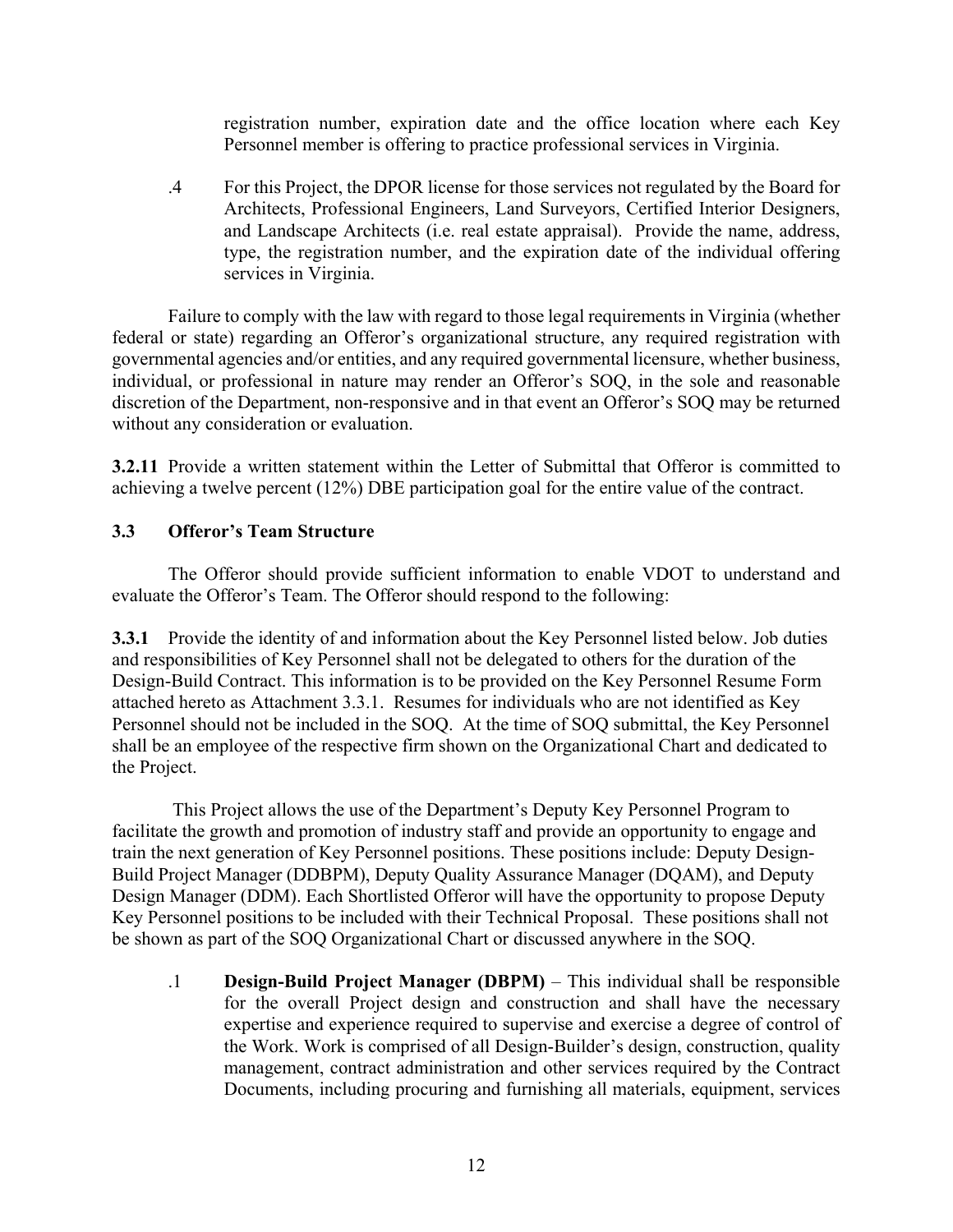registration number, expiration date and the office location where each Key Personnel member is offering to practice professional services in Virginia.

.4 For this Project, the DPOR license for those services not regulated by the Board for Architects, Professional Engineers, Land Surveyors, Certified Interior Designers, and Landscape Architects (i.e. real estate appraisal). Provide the name, address, type, the registration number, and the expiration date of the individual offering services in Virginia.

Failure to comply with the law with regard to those legal requirements in Virginia (whether federal or state) regarding an Offeror's organizational structure, any required registration with governmental agencies and/or entities, and any required governmental licensure, whether business, individual, or professional in nature may render an Offeror's SOQ, in the sole and reasonable discretion of the Department, non-responsive and in that event an Offeror's SOQ may be returned without any consideration or evaluation.

**3.2.11** Provide a written statement within the Letter of Submittal that Offeror is committed to achieving a twelve percent (12%) DBE participation goal for the entire value of the contract.

### 3.3 Offeror's Team Structure

The Offeror should provide sufficient information to enable VDOT to understand and evaluate the Offeror's Team. The Offeror should respond to the following:

**3.3.1** Provide the identity of and information about the Key Personnel listed below. Job duties and responsibilities of Key Personnel shall not be delegated to others for the duration of the Design-Build Contract. This information is to be provided on the Key Personnel Resume Form attached hereto as Attachment 3.3.1. Resumes for individuals who are not identified as Key Personnel should not be included in the SOQ. At the time of SOQ submittal, the Key Personnel shall be an employee of the respective firm shown on the Organizational Chart and dedicated to the Project.

This Project allows the use of the Department's Deputy Key Personnel Program to facilitate the growth and promotion of industry staff and provide an opportunity to engage and train the next generation of Key Personnel positions. These positions include: Deputy Design-Build Project Manager (DDBPM), Deputy Quality Assurance Manager (DQAM), and Deputy Design Manager (DDM). Each Shortlisted Offeror will have the opportunity to propose Deputy Key Personnel positions to be included with their Technical Proposal. These positions shall not be shown as part of the SOQ Organizational Chart or discussed anywhere in the SOQ.

.1 **Design-Build Project Manager (DBPM)** – This individual shall be responsible for the overall Project design and construction and shall have the necessary expertise and experience required to supervise and exercise a degree of control of the Work. Work is comprised of all Design-Builder's design, construction, quality management, contract administration and other services required by the Contract Documents, including procuring and furnishing all materials, equipment, services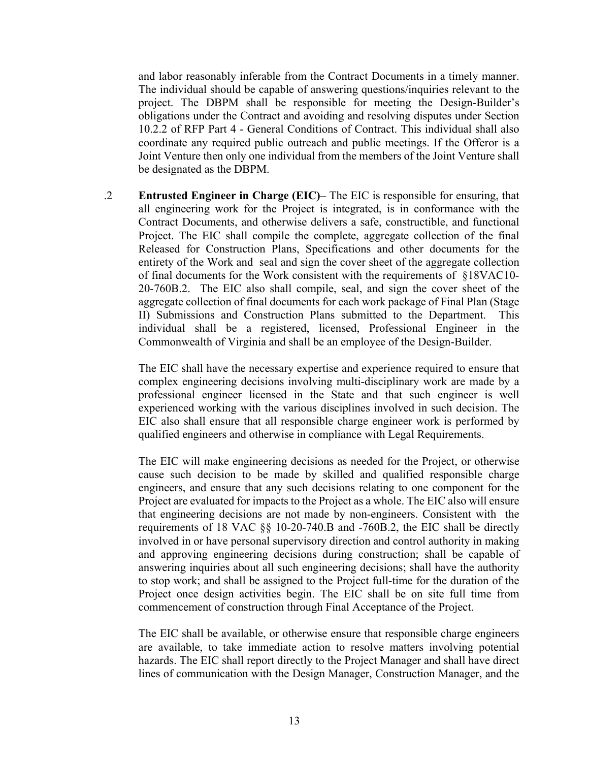and labor reasonably inferable from the Contract Documents in a timely manner. The individual should be capable of answering questions/inquiries relevant to the project. The DBPM shall be responsible for meeting the Design-Builder's obligations under the Contract and avoiding and resolving disputes under Section 10.2.2 of RFP Part 4 - General Conditions of Contract. This individual shall also coordinate any required public outreach and public meetings. If the Offeror is a Joint Venture then only one individual from the members of the Joint Venture shall be designated as the DBPM.

.2 **Entrusted Engineer in Charge (EIC)**– The EIC is responsible for ensuring, that all engineering work for the Project is integrated, is in conformance with the Contract Documents, and otherwise delivers a safe, constructible, and functional Project. The EIC shall compile the complete, aggregate collection of the final Released for Construction Plans, Specifications and other documents for the entirety of the Work and seal and sign the cover sheet of the aggregate collection of final documents for the Work consistent with the requirements of §18VAC10-20-760B.2. The EIC also shall compile, seal, and sign the cover sheet of the aggregate collection of final documents for each work package of Final Plan (Stage II) Submissions and Construction Plans submitted to the Department. This individual shall be a registered, licensed, Professional Engineer in the Commonwealth of Virginia and shall be an employee of the Design-Builder.

The EIC shall have the necessary expertise and experience required to ensure that complex engineering decisions involving multi-disciplinary work are made by a professional engineer licensed in the State and that such engineer is well experienced working with the various disciplines involved in such decision. The EIC also shall ensure that all responsible charge engineer work is performed by qualified engineers and otherwise in compliance with Legal Requirements.

The EIC will make engineering decisions as needed for the Project, or otherwise cause such decision to be made by skilled and qualified responsible charge engineers, and ensure that any such decisions relating to one component for the Project are evaluated for impacts to the Project as a whole. The EIC also will ensure that engineering decisions are not made by non-engineers. Consistent with the requirements of 18 VAC §§ 10-20-740.B and -760B.2, the EIC shall be directly involved in or have personal supervisory direction and control authority in making and approving engineering decisions during construction; shall be capable of answering inquiries about all such engineering decisions; shall have the authority to stop work; and shall be assigned to the Project full-time for the duration of the Project once design activities begin. The EIC shall be on site full time from commencement of construction through Final Acceptance of the Project.

The EIC shall be available, or otherwise ensure that responsible charge engineers are available, to take immediate action to resolve matters involving potential hazards. The EIC shall report directly to the Project Manager and shall have direct lines of communication with the Design Manager, Construction Manager, and the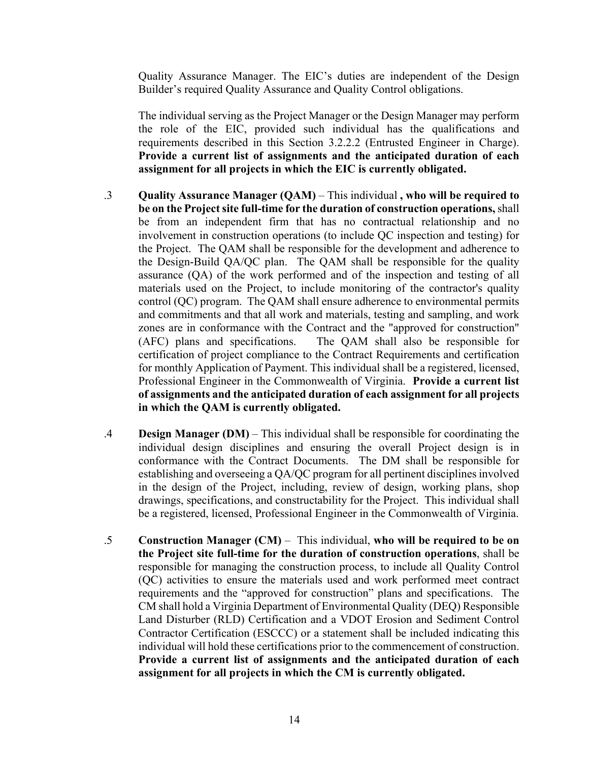Quality Assurance Manager. The EIC's duties are independent of the Design Builder's required Quality Assurance and Quality Control obligations.

The individual serving as the Project Manager or the Design Manager may perform the role of the EIC, provided such individual has the qualifications and requirements described in this Section 3.2.2.2 (Entrusted Engineer in Charge). **Provide a current list of assignments and the anticipated duration of each assignment for all projects in which the EIC is currently obligated.**

.3 **Quality Assurance Manager (QAM)** – This individual **, who will be required to be on the Project site full-time for the duration of construction operations,** shall be from an independent firm that has no contractual relationship and no involvement in construction operations (to include QC inspection and testing) for the Project. The QAM shall be responsible for the development and adherence to the Design-Build QA/QC plan. The QAM shall be responsible for the quality assurance (QA) of the work performed and of the inspection and testing of all materials used on the Project, to include monitoring of the contractor's quality control (QC) program. The QAM shall ensure adherence to environmental permits and commitments and that all work and materials, testing and sampling, and work zones are in conformance with the Contract and the "approved for construction" (AFC) plans and specifications. The QAM shall also be responsible for certification of project compliance to the Contract Requirements and certification for monthly Application of Payment. This individual shall be a registered, licensed, Professional Engineer in the Commonwealth of Virginia. **Provide a current list of assignments and the anticipated duration of each assignment for all projects in which the QAM is currently obligated.**

.4 **Design Manager (DM)** – This individual shall be responsible for coordinating the individual design disciplines and ensuring the overall Project design is in conformance with the Contract Documents. The DM shall be responsible for establishing and overseeing a QA/QC program for all pertinent disciplines involved in the design of the Project, including, review of design, working plans, shop drawings, specifications, and constructability for the Project. This individual shall be a registered, licensed, Professional Engineer in the Commonwealth of Virginia.

.5 **Construction Manager (CM)** – This individual, **who will be required to be on the Project site full-time for the duration of construction operations**, shall be responsible for managing the construction process, to include all Quality Control (QC) activities to ensure the materials used and work performed meet contract requirements and the "approved for construction" plans and specifications. The CM shall hold a Virginia Department of Environmental Quality (DEQ) Responsible Land Disturber (RLD) Certification and a VDOT Erosion and Sediment Control Contractor Certification (ESCCC) or a statement shall be included indicating this individual will hold these certifications prior to the commencement of construction. **Provide a current list of assignments and the anticipated duration of each assignment for all projects in which the CM is currently obligated.**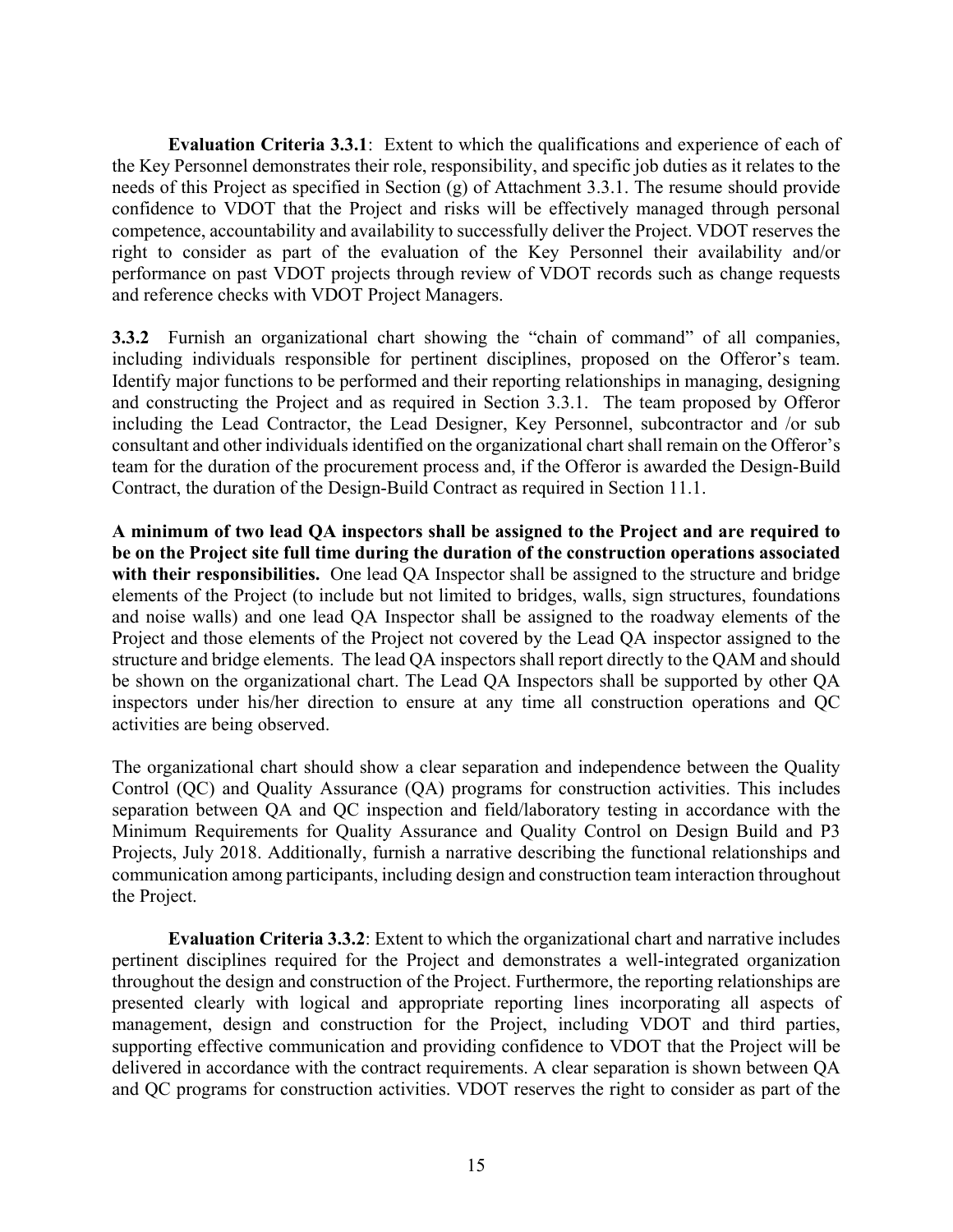**Evaluation Criteria 3.3.1**: Extent to which the qualifications and experience of each of the Key Personnel demonstrates their role, responsibility, and specific job duties as it relates to the needs of this Project as specified in Section (g) of Attachment 3.3.1. The resume should provide confidence to VDOT that the Project and risks will be effectively managed through personal competence, accountability and availability to successfully deliver the Project. VDOT reserves the right to consider as part of the evaluation of the Key Personnel their availability and/or performance on past VDOT projects through review of VDOT records such as change requests and reference checks with VDOT Project Managers.

**3.3.2** Furnish an organizational chart showing the "chain of command" of all companies, including individuals responsible for pertinent disciplines, proposed on the Offeror's team. Identify major functions to be performed and their reporting relationships in managing, designing and constructing the Project and as required in Section 3.3.1. The team proposed by Offeror including the Lead Contractor, the Lead Designer, Key Personnel, subcontractor and /or sub consultant and other individuals identified on the organizational chart shall remain on the Offeror's team for the duration of the procurement process and, if the Offeror is awarded the Design-Build Contract, the duration of the Design-Build Contract as required in Section 11.1.

**A minimum of two lead QA inspectors shall be assigned to the Project and are required to be on the Project site full time during the duration of the construction operations associated with their responsibilities.** One lead QA Inspector shall be assigned to the structure and bridge elements of the Project (to include but not limited to bridges, walls, sign structures, foundations and noise walls) and one lead QA Inspector shall be assigned to the roadway elements of the Project and those elements of the Project not covered by the Lead QA inspector assigned to the structure and bridge elements. The lead QA inspectors shall report directly to the QAM and should be shown on the organizational chart. The Lead QA Inspectors shall be supported by other QA inspectors under his/her direction to ensure at any time all construction operations and QC activities are being observed.

The organizational chart should show a clear separation and independence between the Quality Control (QC) and Quality Assurance (QA) programs for construction activities. This includes separation between QA and QC inspection and field/laboratory testing in accordance with the Minimum Requirements for Quality Assurance and Quality Control on Design Build and P3 Projects, July 2018. Additionally, furnish a narrative describing the functional relationships and communication among participants, including design and construction team interaction throughout the Project.

**Evaluation Criteria 3.3.2**: Extent to which the organizational chart and narrative includes pertinent disciplines required for the Project and demonstrates a well-integrated organization throughout the design and construction of the Project. Furthermore, the reporting relationships are presented clearly with logical and appropriate reporting lines incorporating all aspects of management, design and construction for the Project, including VDOT and third parties, supporting effective communication and providing confidence to VDOT that the Project will be delivered in accordance with the contract requirements. A clear separation is shown between QA and QC programs for construction activities. VDOT reserves the right to consider as part of the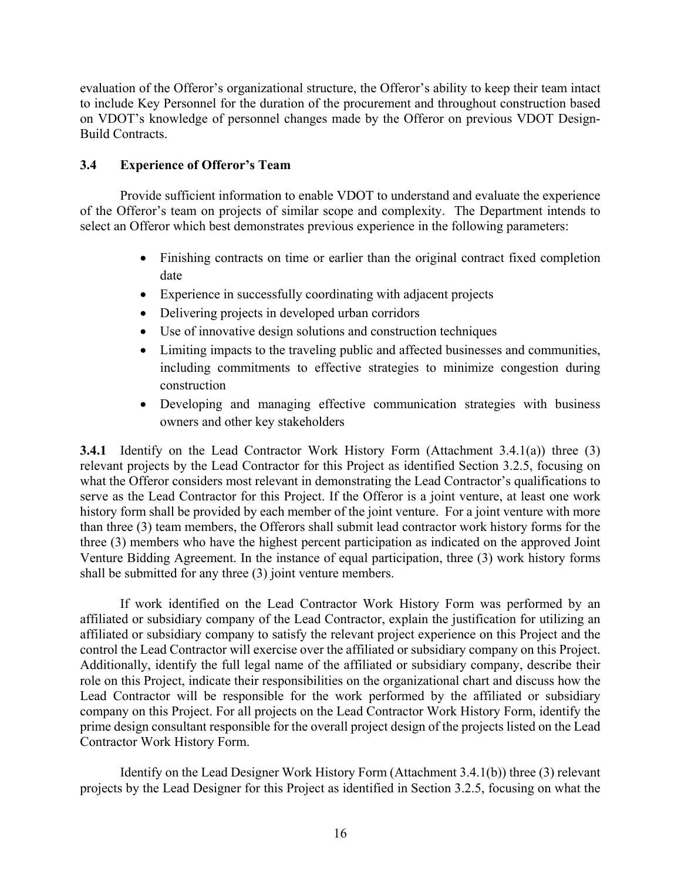evaluation of the Offeror's organizational structure, the Offeror's ability to keep their team intact to include Key Personnel for the duration of the procurement and throughout construction based on VDOT's knowledge of personnel changes made by the Offeror on previous VDOT Design-Build Contracts.

### 3.4 Experience of Offeror's Team

Provide sufficient information to enable VDOT to understand and evaluate the experience of the Offeror's team on projects of similar scope and complexity. The Department intends to select an Offeror which best demonstrates previous experience in the following parameters:

- Finishing contracts on time or earlier than the original contract fixed completion date
- Experience in successfully coordinating with adjacent projects
- Delivering projects in developed urban corridors
- Use of innovative design solutions and construction techniques
- Limiting impacts to the traveling public and affected businesses and communities, including commitments to effective strategies to minimize congestion during construction
- Developing and managing effective communication strategies with business owners and other key stakeholders

**3.4.1** Identify on the Lead Contractor Work History Form (Attachment 3.4.1(a)) three (3) relevant projects by the Lead Contractor for this Project as identified Section 3.2.5, focusing on what the Offeror considers most relevant in demonstrating the Lead Contractor's qualifications to serve as the Lead Contractor for this Project. If the Offeror is a joint venture, at least one work history form shall be provided by each member of the joint venture. For a joint venture with more than three (3) team members, the Offerors shall submit lead contractor work history forms for the three (3) members who have the highest percent participation as indicated on the approved Joint Venture Bidding Agreement. In the instance of equal participation, three (3) work history forms shall be submitted for any three (3) joint venture members.

If work identified on the Lead Contractor Work History Form was performed by an affiliated or subsidiary company of the Lead Contractor, explain the justification for utilizing an affiliated or subsidiary company to satisfy the relevant project experience on this Project and the control the Lead Contractor will exercise over the affiliated or subsidiary company on this Project. Additionally, identify the full legal name of the affiliated or subsidiary company, describe their role on this Project, indicate their responsibilities on the organizational chart and discuss how the Lead Contractor will be responsible for the work performed by the affiliated or subsidiary company on this Project. For all projects on the Lead Contractor Work History Form, identify the prime design consultant responsible for the overall project design of the projects listed on the Lead Contractor Work History Form.

Identify on the Lead Designer Work History Form (Attachment 3.4.1(b)) three (3) relevant projects by the Lead Designer for this Project as identified in Section 3.2.5, focusing on what the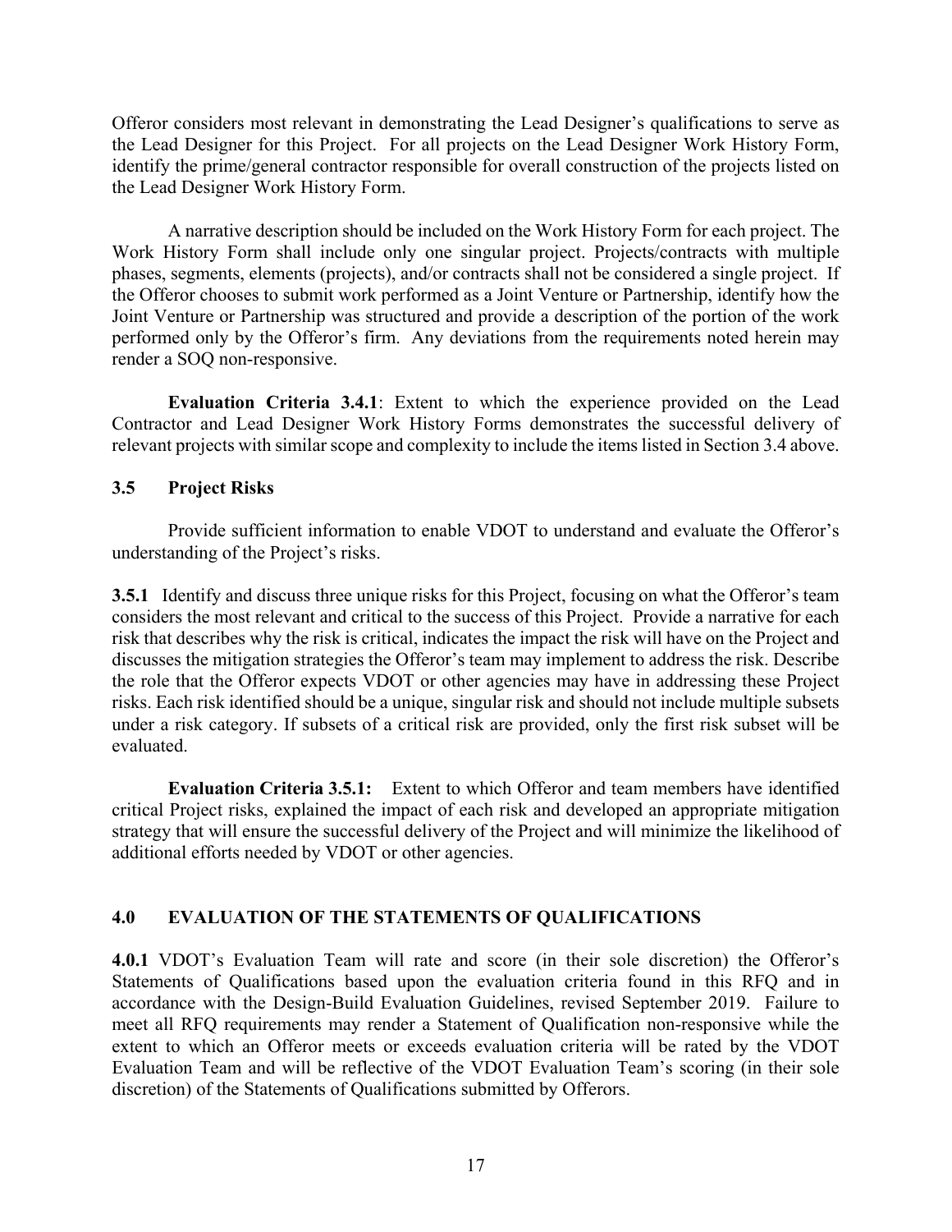Offeror considers most relevant in demonstrating the Lead Designer's qualifications to serve as the Lead Designer for this Project. For all projects on the Lead Designer Work History Form, identify the prime/general contractor responsible for overall construction of the projects listed on the Lead Designer Work History Form.

A narrative description should be included on the Work History Form for each project. The Work History Form shall include only one singular project. Projects/contracts with multiple phases, segments, elements (projects), and/or contracts shall not be considered a single project. If the Offeror chooses to submit work performed as a Joint Venture or Partnership, identify how the Joint Venture or Partnership was structured and provide a description of the portion of the work performed only by the Offeror's firm. Any deviations from the requirements noted herein may render a SOQ non-responsive.

**Evaluation Criteria 3.4.1**: Extent to which the experience provided on the Lead Contractor and Lead Designer Work History Forms demonstrates the successful delivery of relevant projects with similar scope and complexity to include the items listed in Section 3.4 above.

### 3.5 Project Risks

Provide sufficient information to enable VDOT to understand and evaluate the Offeror's understanding of the Project's risks.

**3.5.1** Identify and discuss three unique risks for this Project, focusing on what the Offeror's team considers the most relevant and critical to the success of this Project. Provide a narrative for each risk that describes why the risk is critical, indicates the impact the risk will have on the Project and discusses the mitigation strategies the Offeror's team may implement to address the risk. Describe the role that the Offeror expects VDOT or other agencies may have in addressing these Project risks. Each risk identified should be a unique, singular risk and should not include multiple subsets under a risk category. If subsets of a critical risk are provided, only the first risk subset will be evaluated.

**Evaluation Criteria 3.5.1:** Extent to which Offeror and team members have identified critical Project risks, explained the impact of each risk and developed an appropriate mitigation strategy that will ensure the successful delivery of the Project and will minimize the likelihood of additional efforts needed by VDOT or other agencies.

## 4.0 EVALUATION OF THE STATEMENTS OF QUALIFICATIONS

**4.0.1** VDOT's Evaluation Team will rate and score (in their sole discretion) the Offeror's Statements of Qualifications based upon the evaluation criteria found in this RFQ and in accordance with the Design-Build Evaluation Guidelines, revised September 2019. Failure to meet all RFQ requirements may render a Statement of Qualification non-responsive while the extent to which an Offeror meets or exceeds evaluation criteria will be rated by the VDOT Evaluation Team and will be reflective of the VDOT Evaluation Team's scoring (in their sole discretion) of the Statements of Qualifications submitted by Offerors.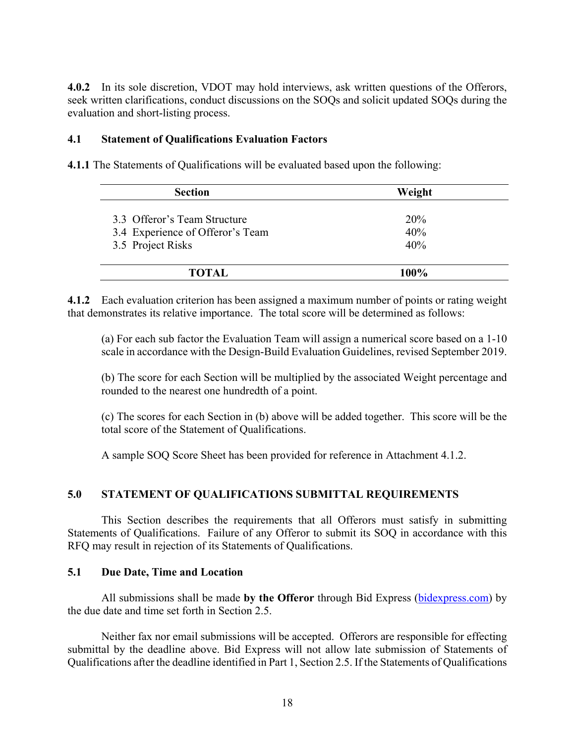**4.0.2** In its sole discretion, VDOT may hold interviews, ask written questions of the Offerors, seek written clarifications, conduct discussions on the SOQs and solicit updated SOQs during the evaluation and short-listing process.

### 4.1 Statement of Qualifications Evaluation Factors

**4.1.1** The Statements of Qualifications will be evaluated based upon the following:

| Section | Weight |
|---|---|
| 3.3 Offeror's Team Structure | 20% |
| 3.4 Experience of Offeror's Team | 40% |
| 3.5 Project Risks | 40% |
| **TOTAL** | **100%** |

**4.1.2** Each evaluation criterion has been assigned a maximum number of points or rating weight that demonstrates its relative importance. The total score will be determined as follows:

(a) For each sub factor the Evaluation Team will assign a numerical score based on a 1-10 scale in accordance with the Design-Build Evaluation Guidelines, revised September 2019.

(b) The score for each Section will be multiplied by the associated Weight percentage and rounded to the nearest one hundredth of a point.

(c) The scores for each Section in (b) above will be added together. This score will be the total score of the Statement of Qualifications.

A sample SOQ Score Sheet has been provided for reference in Attachment 4.1.2.

## 5.0 STATEMENT OF QUALIFICATIONS SUBMITTAL REQUIREMENTS

This Section describes the requirements that all Offerors must satisfy in submitting Statements of Qualifications. Failure of any Offeror to submit its SOQ in accordance with this RFQ may result in rejection of its Statements of Qualifications.

### 5.1 Due Date, Time and Location

All submissions shall be made **by the Offeror** through Bid Express (bidexpress.com) by the due date and time set forth in Section 2.5.

Neither fax nor email submissions will be accepted. Offerors are responsible for effecting submittal by the deadline above. Bid Express will not allow late submission of Statements of Qualifications after the deadline identified in Part 1, Section 2.5. If the Statements of Qualifications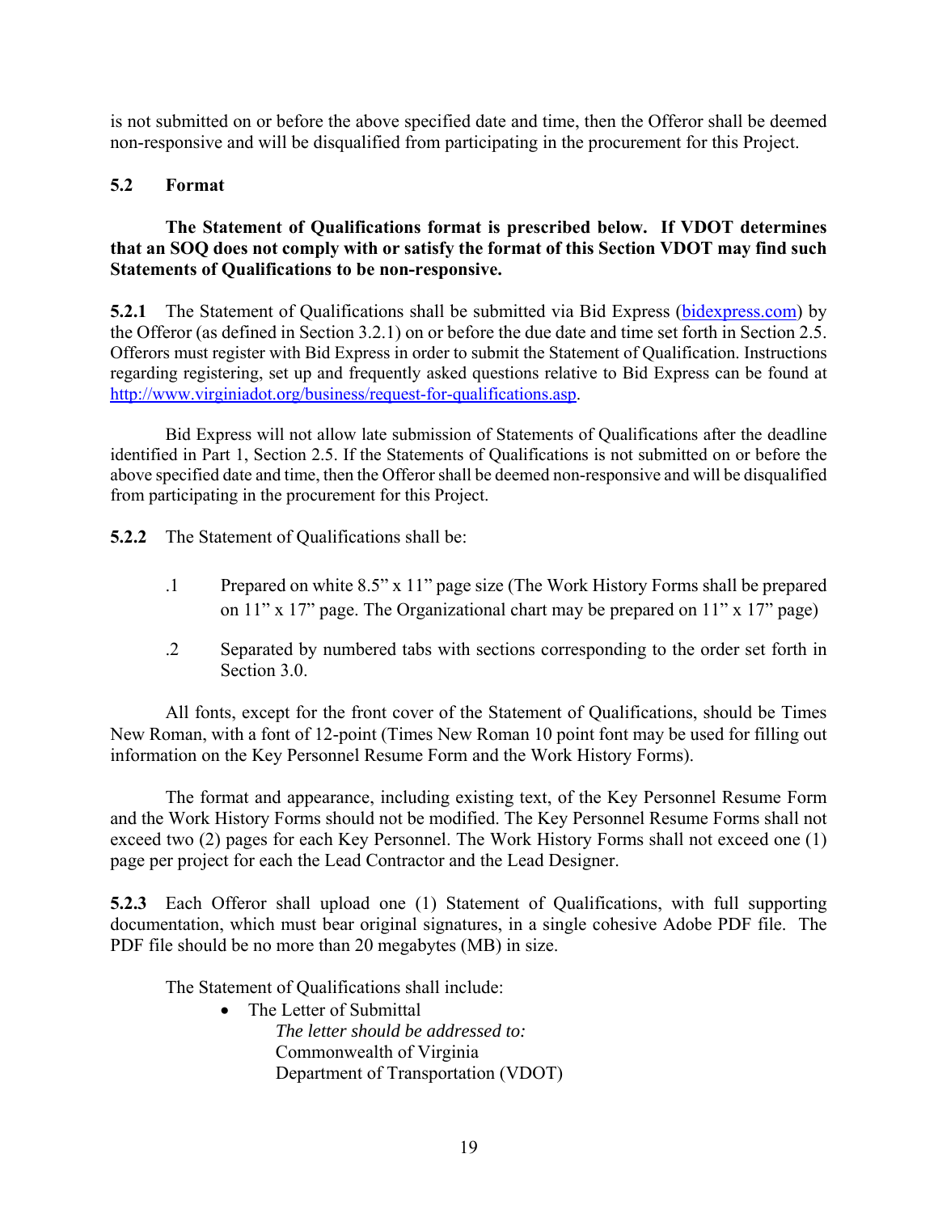is not submitted on or before the above specified date and time, then the Offeror shall be deemed non-responsive and will be disqualified from participating in the procurement for this Project.

## 5.2 Format

**The Statement of Qualifications format is prescribed below. If VDOT determines that an SOQ does not comply with or satisfy the format of this Section VDOT may find such Statements of Qualifications to be non-responsive.**

**5.2.1** The Statement of Qualifications shall be submitted via Bid Express (bidexpress.com) by the Offeror (as defined in Section 3.2.1) on or before the due date and time set forth in Section 2.5. Offerors must register with Bid Express in order to submit the Statement of Qualification. Instructions regarding registering, set up and frequently asked questions relative to Bid Express can be found at http://www.virginiadot.org/business/request-for-qualifications.asp.

Bid Express will not allow late submission of Statements of Qualifications after the deadline identified in Part 1, Section 2.5. If the Statements of Qualifications is not submitted on or before the above specified date and time, then the Offeror shall be deemed non-responsive and will be disqualified from participating in the procurement for this Project.

**5.2.2** The Statement of Qualifications shall be:

.1 Prepared on white 8.5" x 11" page size (The Work History Forms shall be prepared on 11" x 17" page. The Organizational chart may be prepared on 11" x 17" page)

.2 Separated by numbered tabs with sections corresponding to the order set forth in Section 3.0.

All fonts, except for the front cover of the Statement of Qualifications, should be Times New Roman, with a font of 12-point (Times New Roman 10 point font may be used for filling out information on the Key Personnel Resume Form and the Work History Forms).

The format and appearance, including existing text, of the Key Personnel Resume Form and the Work History Forms should not be modified. The Key Personnel Resume Forms shall not exceed two (2) pages for each Key Personnel. The Work History Forms shall not exceed one (1) page per project for each the Lead Contractor and the Lead Designer.

**5.2.3** Each Offeror shall upload one (1) Statement of Qualifications, with full supporting documentation, which must bear original signatures, in a single cohesive Adobe PDF file. The PDF file should be no more than 20 megabytes (MB) in size.

The Statement of Qualifications shall include:

- The Letter of Submittal

  *The letter should be addressed to:*
  Commonwealth of Virginia
  Department of Transportation (VDOT)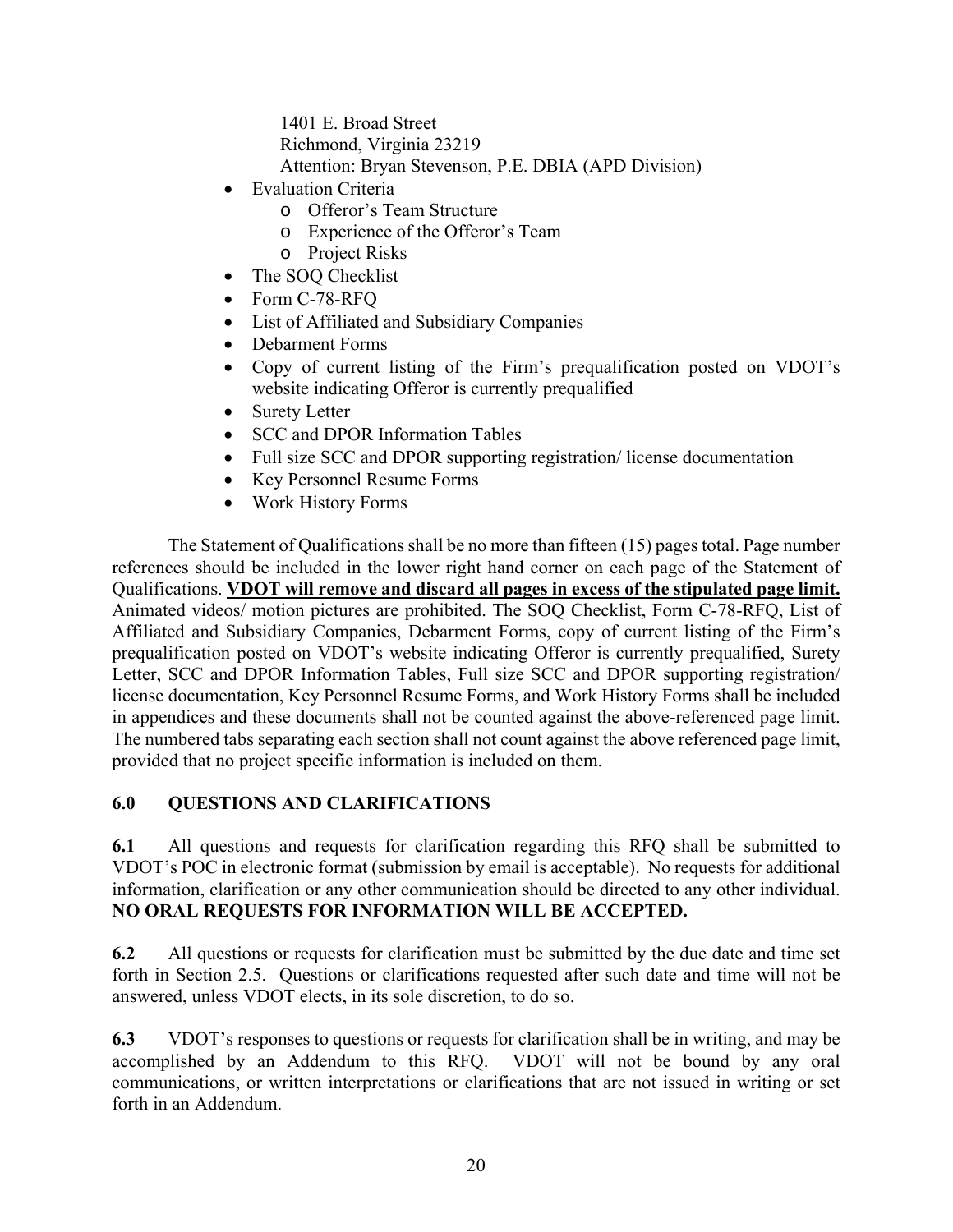1401 E. Broad Street
Richmond, Virginia 23219
Attention: Bryan Stevenson, P.E. DBIA (APD Division)

- Evaluation Criteria
  - Offeror's Team Structure
  - Experience of the Offeror's Team
  - Project Risks
- The SOQ Checklist
- Form C-78-RFQ
- List of Affiliated and Subsidiary Companies
- Debarment Forms
- Copy of current listing of the Firm's prequalification posted on VDOT's website indicating Offeror is currently prequalified
- Surety Letter
- SCC and DPOR Information Tables
- Full size SCC and DPOR supporting registration/ license documentation
- Key Personnel Resume Forms
- Work History Forms

The Statement of Qualifications shall be no more than fifteen (15) pages total. Page number references should be included in the lower right hand corner on each page of the Statement of Qualifications. **VDOT will remove and discard all pages in excess of the stipulated page limit.** Animated videos/ motion pictures are prohibited. The SOQ Checklist, Form C-78-RFQ, List of Affiliated and Subsidiary Companies, Debarment Forms, copy of current listing of the Firm's prequalification posted on VDOT's website indicating Offeror is currently prequalified, Surety Letter, SCC and DPOR Information Tables, Full size SCC and DPOR supporting registration/ license documentation, Key Personnel Resume Forms, and Work History Forms shall be included in appendices and these documents shall not be counted against the above-referenced page limit. The numbered tabs separating each section shall not count against the above referenced page limit, provided that no project specific information is included on them.

## 6.0 QUESTIONS AND CLARIFICATIONS

**6.1** All questions and requests for clarification regarding this RFQ shall be submitted to VDOT's POC in electronic format (submission by email is acceptable). No requests for additional information, clarification or any other communication should be directed to any other individual. **NO ORAL REQUESTS FOR INFORMATION WILL BE ACCEPTED.**

**6.2** All questions or requests for clarification must be submitted by the due date and time set forth in Section 2.5. Questions or clarifications requested after such date and time will not be answered, unless VDOT elects, in its sole discretion, to do so.

**6.3** VDOT's responses to questions or requests for clarification shall be in writing, and may be accomplished by an Addendum to this RFQ. VDOT will not be bound by any oral communications, or written interpretations or clarifications that are not issued in writing or set forth in an Addendum.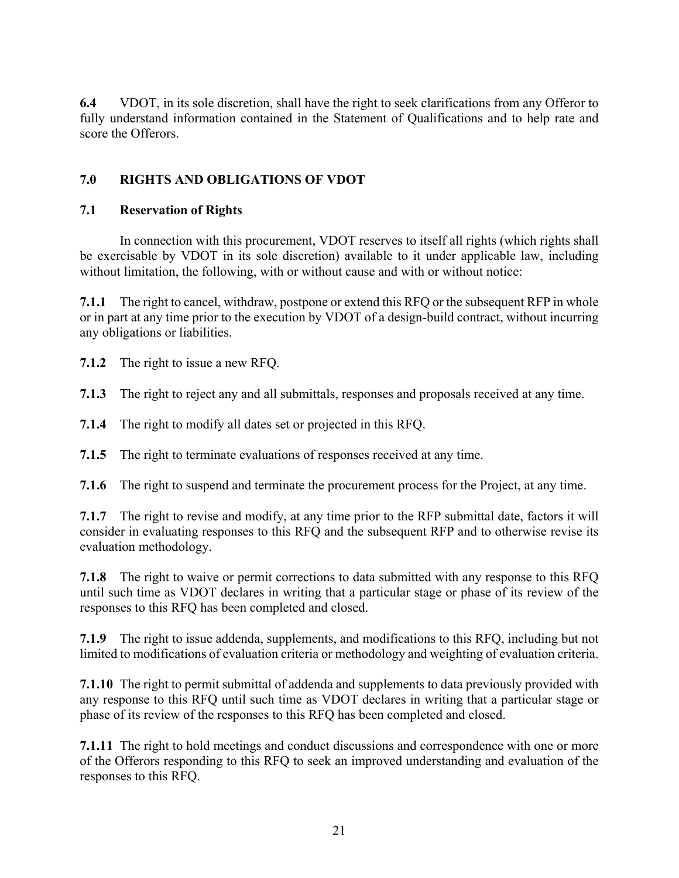**6.4** VDOT, in its sole discretion, shall have the right to seek clarifications from any Offeror to fully understand information contained in the Statement of Qualifications and to help rate and score the Offerors.

## 7.0 RIGHTS AND OBLIGATIONS OF VDOT

### 7.1 Reservation of Rights

In connection with this procurement, VDOT reserves to itself all rights (which rights shall be exercisable by VDOT in its sole discretion) available to it under applicable law, including without limitation, the following, with or without cause and with or without notice:

**7.1.1** The right to cancel, withdraw, postpone or extend this RFQ or the subsequent RFP in whole or in part at any time prior to the execution by VDOT of a design-build contract, without incurring any obligations or liabilities.

**7.1.2** The right to issue a new RFQ.

**7.1.3** The right to reject any and all submittals, responses and proposals received at any time.

**7.1.4** The right to modify all dates set or projected in this RFQ.

**7.1.5** The right to terminate evaluations of responses received at any time.

**7.1.6** The right to suspend and terminate the procurement process for the Project, at any time.

**7.1.7** The right to revise and modify, at any time prior to the RFP submittal date, factors it will consider in evaluating responses to this RFQ and the subsequent RFP and to otherwise revise its evaluation methodology.

**7.1.8** The right to waive or permit corrections to data submitted with any response to this RFQ until such time as VDOT declares in writing that a particular stage or phase of its review of the responses to this RFQ has been completed and closed.

**7.1.9** The right to issue addenda, supplements, and modifications to this RFQ, including but not limited to modifications of evaluation criteria or methodology and weighting of evaluation criteria.

**7.1.10** The right to permit submittal of addenda and supplements to data previously provided with any response to this RFQ until such time as VDOT declares in writing that a particular stage or phase of its review of the responses to this RFQ has been completed and closed.

**7.1.11** The right to hold meetings and conduct discussions and correspondence with one or more of the Offerors responding to this RFQ to seek an improved understanding and evaluation of the responses to this RFQ.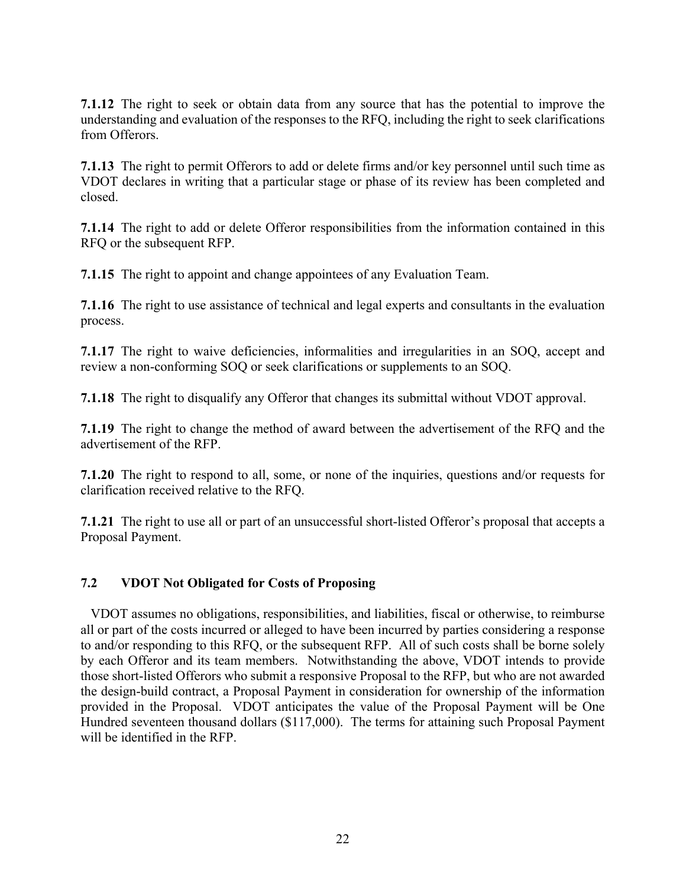**7.1.12** The right to seek or obtain data from any source that has the potential to improve the understanding and evaluation of the responses to the RFQ, including the right to seek clarifications from Offerors.

**7.1.13** The right to permit Offerors to add or delete firms and/or key personnel until such time as VDOT declares in writing that a particular stage or phase of its review has been completed and closed.

**7.1.14** The right to add or delete Offeror responsibilities from the information contained in this RFQ or the subsequent RFP.

**7.1.15** The right to appoint and change appointees of any Evaluation Team.

**7.1.16** The right to use assistance of technical and legal experts and consultants in the evaluation process.

**7.1.17** The right to waive deficiencies, informalities and irregularities in an SOQ, accept and review a non-conforming SOQ or seek clarifications or supplements to an SOQ.

**7.1.18** The right to disqualify any Offeror that changes its submittal without VDOT approval.

**7.1.19** The right to change the method of award between the advertisement of the RFQ and the advertisement of the RFP.

**7.1.20** The right to respond to all, some, or none of the inquiries, questions and/or requests for clarification received relative to the RFQ.

**7.1.21** The right to use all or part of an unsuccessful short-listed Offeror's proposal that accepts a Proposal Payment.

### 7.2 VDOT Not Obligated for Costs of Proposing

VDOT assumes no obligations, responsibilities, and liabilities, fiscal or otherwise, to reimburse all or part of the costs incurred or alleged to have been incurred by parties considering a response to and/or responding to this RFQ, or the subsequent RFP. All of such costs shall be borne solely by each Offeror and its team members. Notwithstanding the above, VDOT intends to provide those short-listed Offerors who submit a responsive Proposal to the RFP, but who are not awarded the design-build contract, a Proposal Payment in consideration for ownership of the information provided in the Proposal. VDOT anticipates the value of the Proposal Payment will be One Hundred seventeen thousand dollars ($117,000). The terms for attaining such Proposal Payment will be identified in the RFP.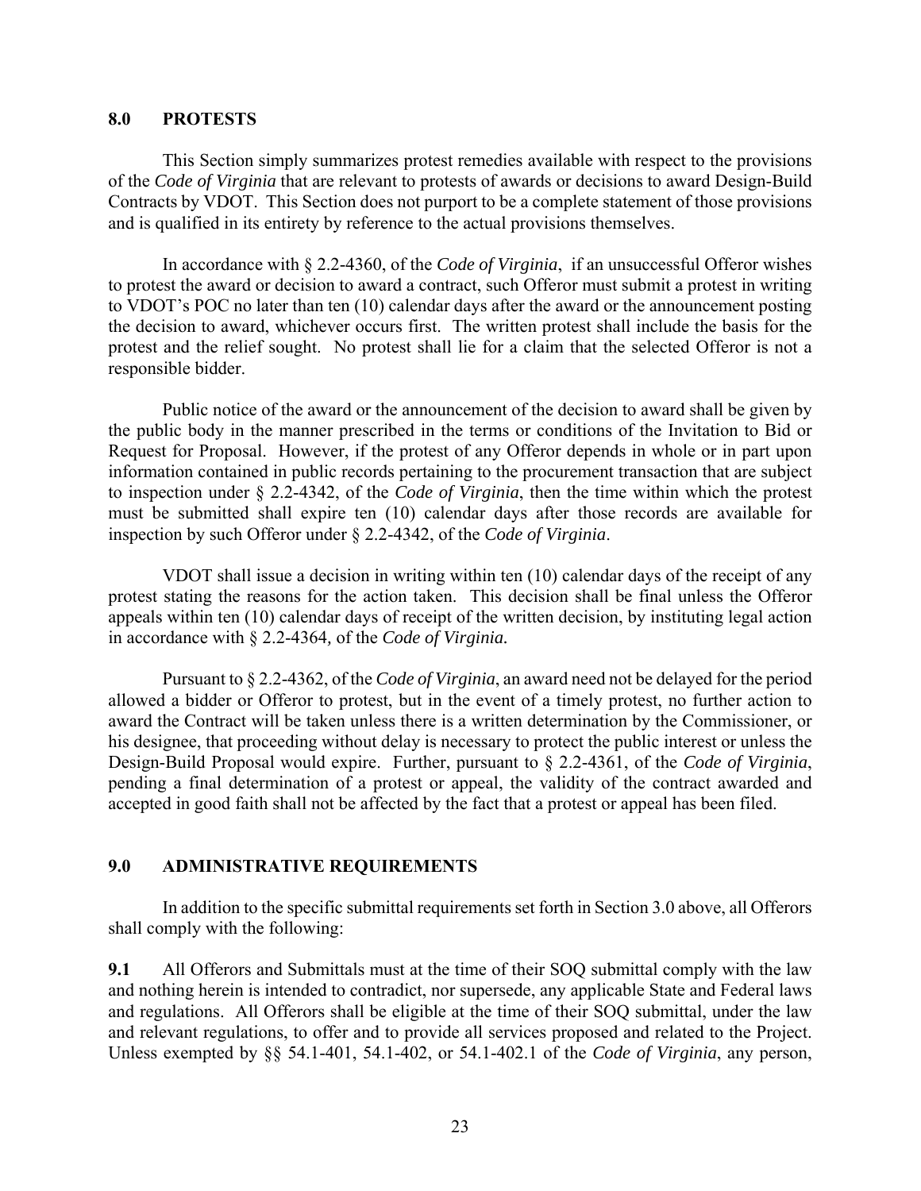## 8.0 PROTESTS

This Section simply summarizes protest remedies available with respect to the provisions of the *Code of Virginia* that are relevant to protests of awards or decisions to award Design-Build Contracts by VDOT. This Section does not purport to be a complete statement of those provisions and is qualified in its entirety by reference to the actual provisions themselves.

In accordance with § 2.2-4360, of the *Code of Virginia*, if an unsuccessful Offeror wishes to protest the award or decision to award a contract, such Offeror must submit a protest in writing to VDOT's POC no later than ten (10) calendar days after the award or the announcement posting the decision to award, whichever occurs first. The written protest shall include the basis for the protest and the relief sought. No protest shall lie for a claim that the selected Offeror is not a responsible bidder.

Public notice of the award or the announcement of the decision to award shall be given by the public body in the manner prescribed in the terms or conditions of the Invitation to Bid or Request for Proposal. However, if the protest of any Offeror depends in whole or in part upon information contained in public records pertaining to the procurement transaction that are subject to inspection under § 2.2-4342, of the *Code of Virginia*, then the time within which the protest must be submitted shall expire ten (10) calendar days after those records are available for inspection by such Offeror under § 2.2-4342, of the *Code of Virginia*.

VDOT shall issue a decision in writing within ten (10) calendar days of the receipt of any protest stating the reasons for the action taken. This decision shall be final unless the Offeror appeals within ten (10) calendar days of receipt of the written decision, by instituting legal action in accordance with § 2.2-4364, of the *Code of Virginia.*

Pursuant to § 2.2-4362, of the *Code of Virginia*, an award need not be delayed for the period allowed a bidder or Offeror to protest, but in the event of a timely protest, no further action to award the Contract will be taken unless there is a written determination by the Commissioner, or his designee, that proceeding without delay is necessary to protect the public interest or unless the Design-Build Proposal would expire. Further, pursuant to § 2.2-4361, of the *Code of Virginia*, pending a final determination of a protest or appeal, the validity of the contract awarded and accepted in good faith shall not be affected by the fact that a protest or appeal has been filed.

## 9.0 ADMINISTRATIVE REQUIREMENTS

In addition to the specific submittal requirements set forth in Section 3.0 above, all Offerors shall comply with the following:

**9.1** All Offerors and Submittals must at the time of their SOQ submittal comply with the law and nothing herein is intended to contradict, nor supersede, any applicable State and Federal laws and regulations. All Offerors shall be eligible at the time of their SOQ submittal, under the law and relevant regulations, to offer and to provide all services proposed and related to the Project. Unless exempted by §§ 54.1-401, 54.1-402, or 54.1-402.1 of the *Code of Virginia*, any person,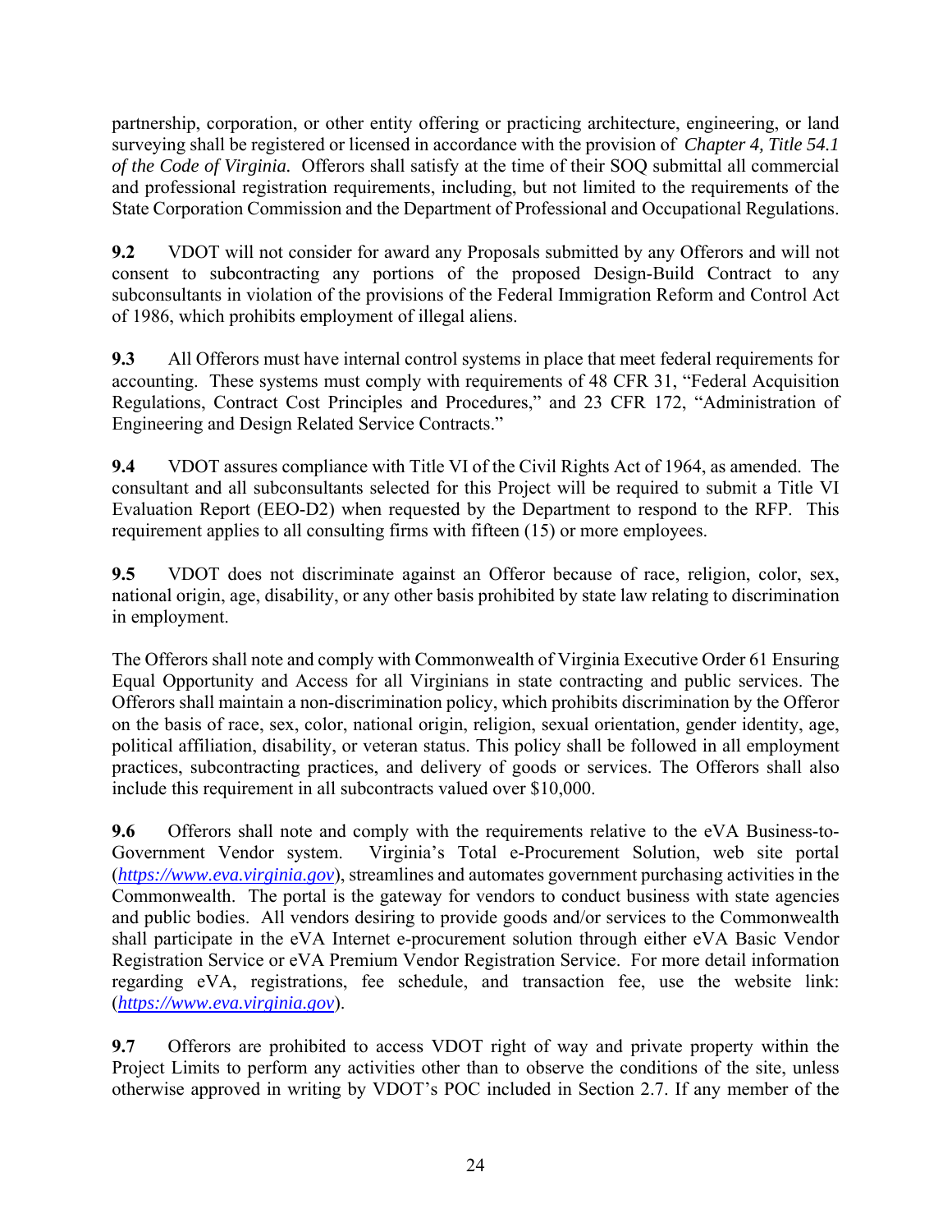partnership, corporation, or other entity offering or practicing architecture, engineering, or land surveying shall be registered or licensed in accordance with the provision of *Chapter 4, Title 54.1 of the Code of Virginia.* Offerors shall satisfy at the time of their SOQ submittal all commercial and professional registration requirements, including, but not limited to the requirements of the State Corporation Commission and the Department of Professional and Occupational Regulations.

**9.2** VDOT will not consider for award any Proposals submitted by any Offerors and will not consent to subcontracting any portions of the proposed Design-Build Contract to any subconsultants in violation of the provisions of the Federal Immigration Reform and Control Act of 1986, which prohibits employment of illegal aliens.

**9.3** All Offerors must have internal control systems in place that meet federal requirements for accounting. These systems must comply with requirements of 48 CFR 31, "Federal Acquisition Regulations, Contract Cost Principles and Procedures," and 23 CFR 172, "Administration of Engineering and Design Related Service Contracts."

**9.4** VDOT assures compliance with Title VI of the Civil Rights Act of 1964, as amended. The consultant and all subconsultants selected for this Project will be required to submit a Title VI Evaluation Report (EEO-D2) when requested by the Department to respond to the RFP. This requirement applies to all consulting firms with fifteen (15) or more employees.

**9.5** VDOT does not discriminate against an Offeror because of race, religion, color, sex, national origin, age, disability, or any other basis prohibited by state law relating to discrimination in employment.

The Offerors shall note and comply with Commonwealth of Virginia Executive Order 61 Ensuring Equal Opportunity and Access for all Virginians in state contracting and public services. The Offerors shall maintain a non-discrimination policy, which prohibits discrimination by the Offeror on the basis of race, sex, color, national origin, religion, sexual orientation, gender identity, age, political affiliation, disability, or veteran status. This policy shall be followed in all employment practices, subcontracting practices, and delivery of goods or services. The Offerors shall also include this requirement in all subcontracts valued over $10,000.

**9.6** Offerors shall note and comply with the requirements relative to the eVA Business-to-Government Vendor system. Virginia's Total e-Procurement Solution, web site portal (*https://www.eva.virginia.gov*), streamlines and automates government purchasing activities in the Commonwealth. The portal is the gateway for vendors to conduct business with state agencies and public bodies. All vendors desiring to provide goods and/or services to the Commonwealth shall participate in the eVA Internet e-procurement solution through either eVA Basic Vendor Registration Service or eVA Premium Vendor Registration Service. For more detail information regarding eVA, registrations, fee schedule, and transaction fee, use the website link: (*https://www.eva.virginia.gov*).

**9.7** Offerors are prohibited to access VDOT right of way and private property within the Project Limits to perform any activities other than to observe the conditions of the site, unless otherwise approved in writing by VDOT's POC included in Section 2.7. If any member of the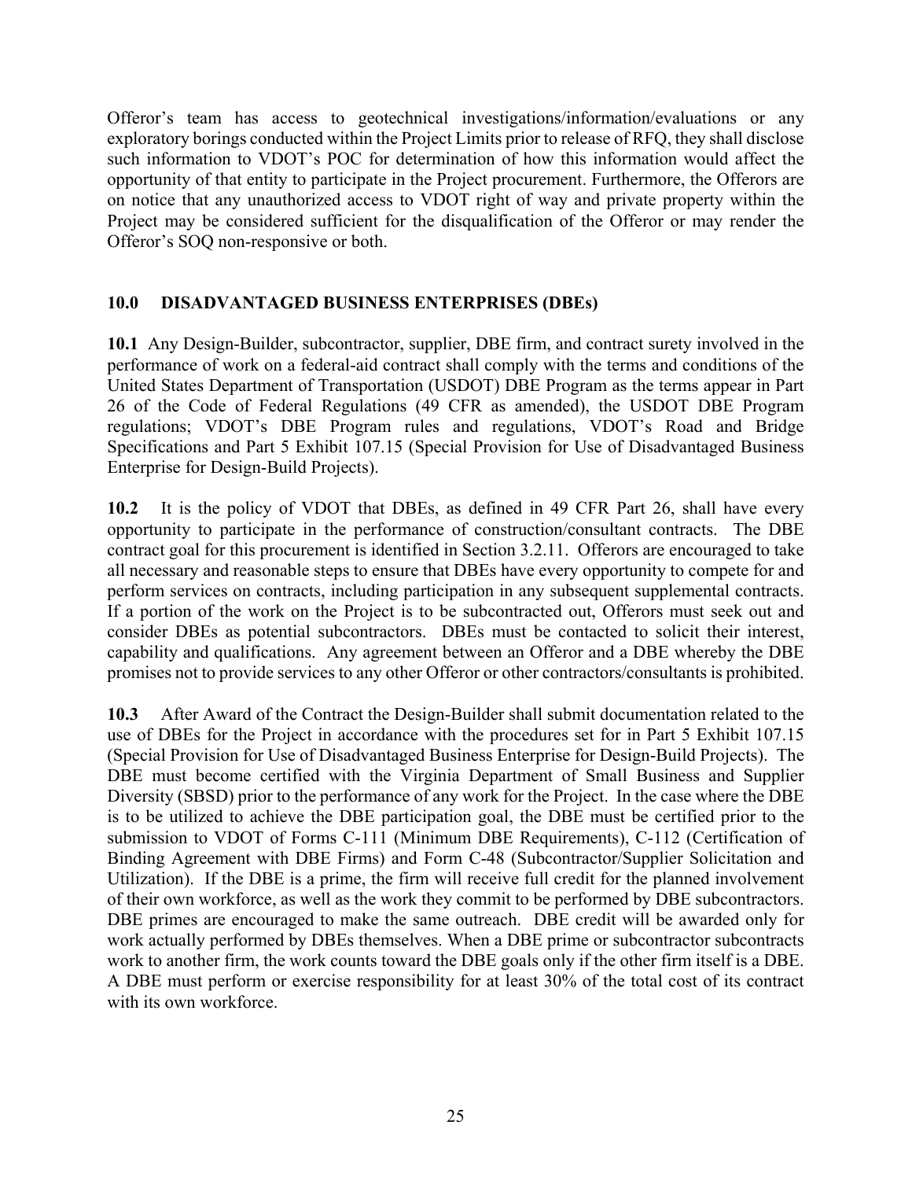Offeror's team has access to geotechnical investigations/information/evaluations or any exploratory borings conducted within the Project Limits prior to release of RFQ, they shall disclose such information to VDOT's POC for determination of how this information would affect the opportunity of that entity to participate in the Project procurement. Furthermore, the Offerors are on notice that any unauthorized access to VDOT right of way and private property within the Project may be considered sufficient for the disqualification of the Offeror or may render the Offeror's SOQ non-responsive or both.

## 10.0 DISADVANTAGED BUSINESS ENTERPRISES (DBEs)

**10.1** Any Design-Builder, subcontractor, supplier, DBE firm, and contract surety involved in the performance of work on a federal-aid contract shall comply with the terms and conditions of the United States Department of Transportation (USDOT) DBE Program as the terms appear in Part 26 of the Code of Federal Regulations (49 CFR as amended), the USDOT DBE Program regulations; VDOT's DBE Program rules and regulations, VDOT's Road and Bridge Specifications and Part 5 Exhibit 107.15 (Special Provision for Use of Disadvantaged Business Enterprise for Design-Build Projects).

**10.2** It is the policy of VDOT that DBEs, as defined in 49 CFR Part 26, shall have every opportunity to participate in the performance of construction/consultant contracts. The DBE contract goal for this procurement is identified in Section 3.2.11. Offerors are encouraged to take all necessary and reasonable steps to ensure that DBEs have every opportunity to compete for and perform services on contracts, including participation in any subsequent supplemental contracts. If a portion of the work on the Project is to be subcontracted out, Offerors must seek out and consider DBEs as potential subcontractors. DBEs must be contacted to solicit their interest, capability and qualifications. Any agreement between an Offeror and a DBE whereby the DBE promises not to provide services to any other Offeror or other contractors/consultants is prohibited.

**10.3** After Award of the Contract the Design-Builder shall submit documentation related to the use of DBEs for the Project in accordance with the procedures set for in Part 5 Exhibit 107.15 (Special Provision for Use of Disadvantaged Business Enterprise for Design-Build Projects). The DBE must become certified with the Virginia Department of Small Business and Supplier Diversity (SBSD) prior to the performance of any work for the Project. In the case where the DBE is to be utilized to achieve the DBE participation goal, the DBE must be certified prior to the submission to VDOT of Forms C-111 (Minimum DBE Requirements), C-112 (Certification of Binding Agreement with DBE Firms) and Form C-48 (Subcontractor/Supplier Solicitation and Utilization). If the DBE is a prime, the firm will receive full credit for the planned involvement of their own workforce, as well as the work they commit to be performed by DBE subcontractors. DBE primes are encouraged to make the same outreach. DBE credit will be awarded only for work actually performed by DBEs themselves. When a DBE prime or subcontractor subcontracts work to another firm, the work counts toward the DBE goals only if the other firm itself is a DBE. A DBE must perform or exercise responsibility for at least 30% of the total cost of its contract with its own workforce.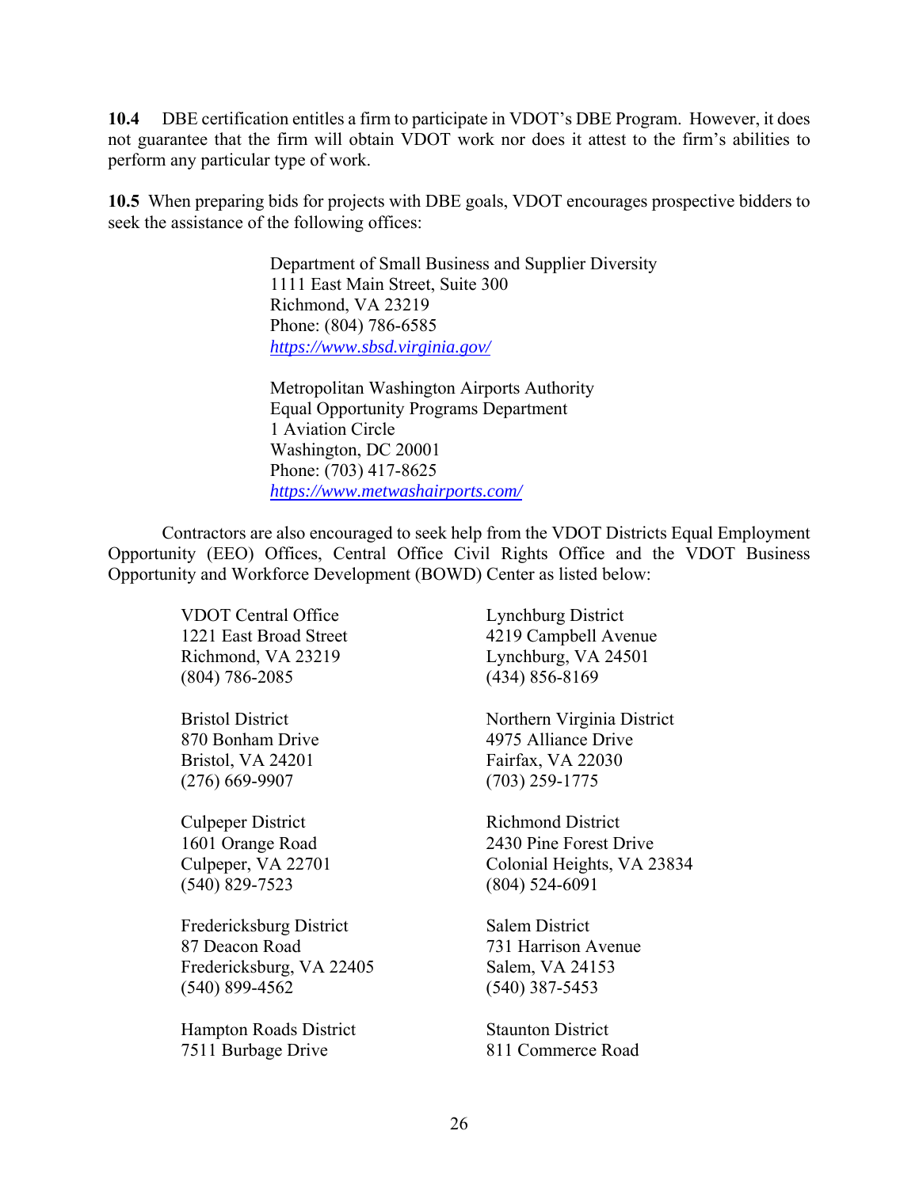**10.4** DBE certification entitles a firm to participate in VDOT's DBE Program. However, it does not guarantee that the firm will obtain VDOT work nor does it attest to the firm's abilities to perform any particular type of work.

**10.5** When preparing bids for projects with DBE goals, VDOT encourages prospective bidders to seek the assistance of the following offices:

Department of Small Business and Supplier Diversity
1111 East Main Street, Suite 300
Richmond, VA 23219
Phone: (804) 786-6585
*https://www.sbsd.virginia.gov/*

Metropolitan Washington Airports Authority
Equal Opportunity Programs Department
1 Aviation Circle
Washington, DC 20001
Phone: (703) 417-8625
*https://www.metwashairports.com/*

Contractors are also encouraged to seek help from the VDOT Districts Equal Employment Opportunity (EEO) Offices, Central Office Civil Rights Office and the VDOT Business Opportunity and Workforce Development (BOWD) Center as listed below:

VDOT Central Office
1221 East Broad Street
Richmond, VA 23219
(804) 786-2085

Bristol District
870 Bonham Drive
Bristol, VA 24201
(276) 669-9907

Culpeper District
1601 Orange Road
Culpeper, VA 22701
(540) 829-7523

Fredericksburg District
87 Deacon Road
Fredericksburg, VA 22405
(540) 899-4562

Hampton Roads District
7511 Burbage Drive

Lynchburg District
4219 Campbell Avenue
Lynchburg, VA 24501
(434) 856-8169

Northern Virginia District
4975 Alliance Drive
Fairfax, VA 22030
(703) 259-1775

Richmond District
2430 Pine Forest Drive
Colonial Heights, VA 23834
(804) 524-6091

Salem District
731 Harrison Avenue
Salem, VA 24153
(540) 387-5453

Staunton District
811 Commerce Road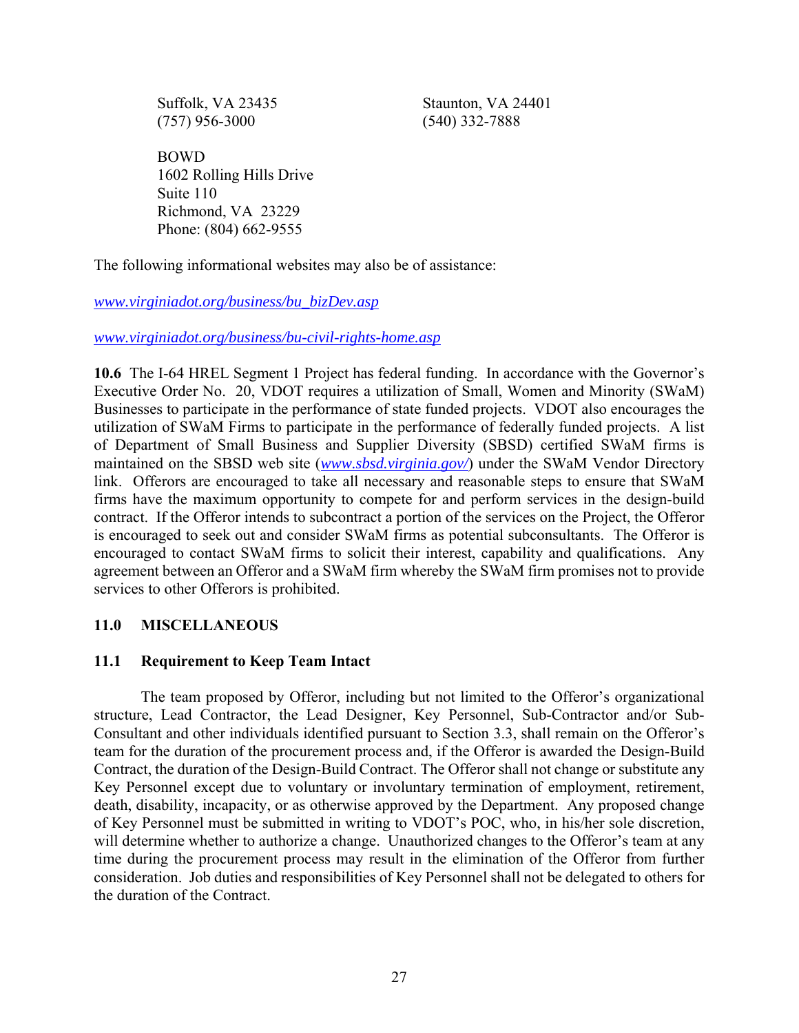Suffolk, VA 23435
(757) 956-3000

Staunton, VA 24401
(540) 332-7888

BOWD
1602 Rolling Hills Drive
Suite 110
Richmond, VA 23229
Phone: (804) 662-9555

The following informational websites may also be of assistance:

*www.virginiadot.org/business/bu_bizDev.asp*

*www.virginiadot.org/business/bu-civil-rights-home.asp*

**10.6** The I-64 HREL Segment 1 Project has federal funding. In accordance with the Governor's Executive Order No. 20, VDOT requires a utilization of Small, Women and Minority (SWaM) Businesses to participate in the performance of state funded projects. VDOT also encourages the utilization of SWaM Firms to participate in the performance of federally funded projects. A list of Department of Small Business and Supplier Diversity (SBSD) certified SWaM firms is maintained on the SBSD web site (*www.sbsd.virginia.gov/*) under the SWaM Vendor Directory link. Offerors are encouraged to take all necessary and reasonable steps to ensure that SWaM firms have the maximum opportunity to compete for and perform services in the design-build contract. If the Offeror intends to subcontract a portion of the services on the Project, the Offeror is encouraged to seek out and consider SWaM firms as potential subconsultants. The Offeror is encouraged to contact SWaM firms to solicit their interest, capability and qualifications. Any agreement between an Offeror and a SWaM firm whereby the SWaM firm promises not to provide services to other Offerors is prohibited.

## 11.0 MISCELLANEOUS

### 11.1 Requirement to Keep Team Intact

The team proposed by Offeror, including but not limited to the Offeror's organizational structure, Lead Contractor, the Lead Designer, Key Personnel, Sub-Contractor and/or Sub-Consultant and other individuals identified pursuant to Section 3.3, shall remain on the Offeror's team for the duration of the procurement process and, if the Offeror is awarded the Design-Build Contract, the duration of the Design-Build Contract. The Offeror shall not change or substitute any Key Personnel except due to voluntary or involuntary termination of employment, retirement, death, disability, incapacity, or as otherwise approved by the Department. Any proposed change of Key Personnel must be submitted in writing to VDOT's POC, who, in his/her sole discretion, will determine whether to authorize a change. Unauthorized changes to the Offeror's team at any time during the procurement process may result in the elimination of the Offeror from further consideration. Job duties and responsibilities of Key Personnel shall not be delegated to others for the duration of the Contract.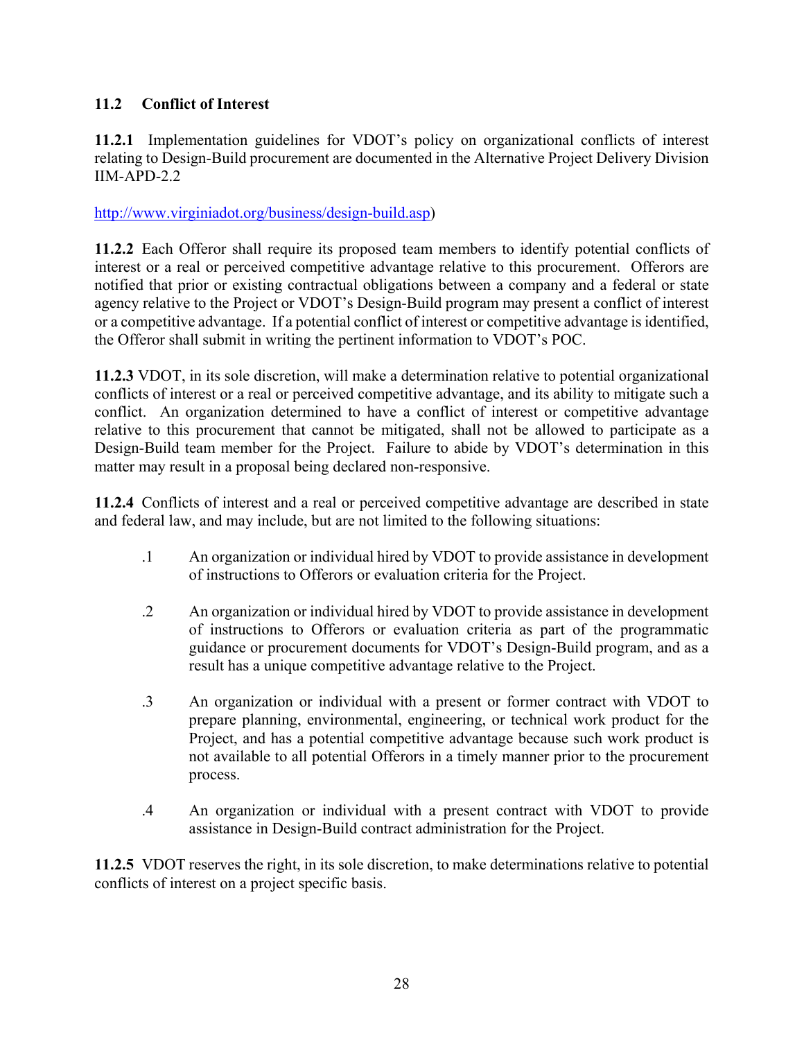### 11.2 Conflict of Interest

**11.2.1** Implementation guidelines for VDOT's policy on organizational conflicts of interest relating to Design-Build procurement are documented in the Alternative Project Delivery Division IIM-APD-2.2

http://www.virginiadot.org/business/design-build.asp)

**11.2.2** Each Offeror shall require its proposed team members to identify potential conflicts of interest or a real or perceived competitive advantage relative to this procurement. Offerors are notified that prior or existing contractual obligations between a company and a federal or state agency relative to the Project or VDOT's Design-Build program may present a conflict of interest or a competitive advantage. If a potential conflict of interest or competitive advantage is identified, the Offeror shall submit in writing the pertinent information to VDOT's POC.

**11.2.3** VDOT, in its sole discretion, will make a determination relative to potential organizational conflicts of interest or a real or perceived competitive advantage, and its ability to mitigate such a conflict. An organization determined to have a conflict of interest or competitive advantage relative to this procurement that cannot be mitigated, shall not be allowed to participate as a Design-Build team member for the Project. Failure to abide by VDOT's determination in this matter may result in a proposal being declared non-responsive.

**11.2.4** Conflicts of interest and a real or perceived competitive advantage are described in state and federal law, and may include, but are not limited to the following situations:

.1 An organization or individual hired by VDOT to provide assistance in development of instructions to Offerors or evaluation criteria for the Project.

.2 An organization or individual hired by VDOT to provide assistance in development of instructions to Offerors or evaluation criteria as part of the programmatic guidance or procurement documents for VDOT's Design-Build program, and as a result has a unique competitive advantage relative to the Project.

.3 An organization or individual with a present or former contract with VDOT to prepare planning, environmental, engineering, or technical work product for the Project, and has a potential competitive advantage because such work product is not available to all potential Offerors in a timely manner prior to the procurement process.

.4 An organization or individual with a present contract with VDOT to provide assistance in Design-Build contract administration for the Project.

**11.2.5** VDOT reserves the right, in its sole discretion, to make determinations relative to potential conflicts of interest on a project specific basis.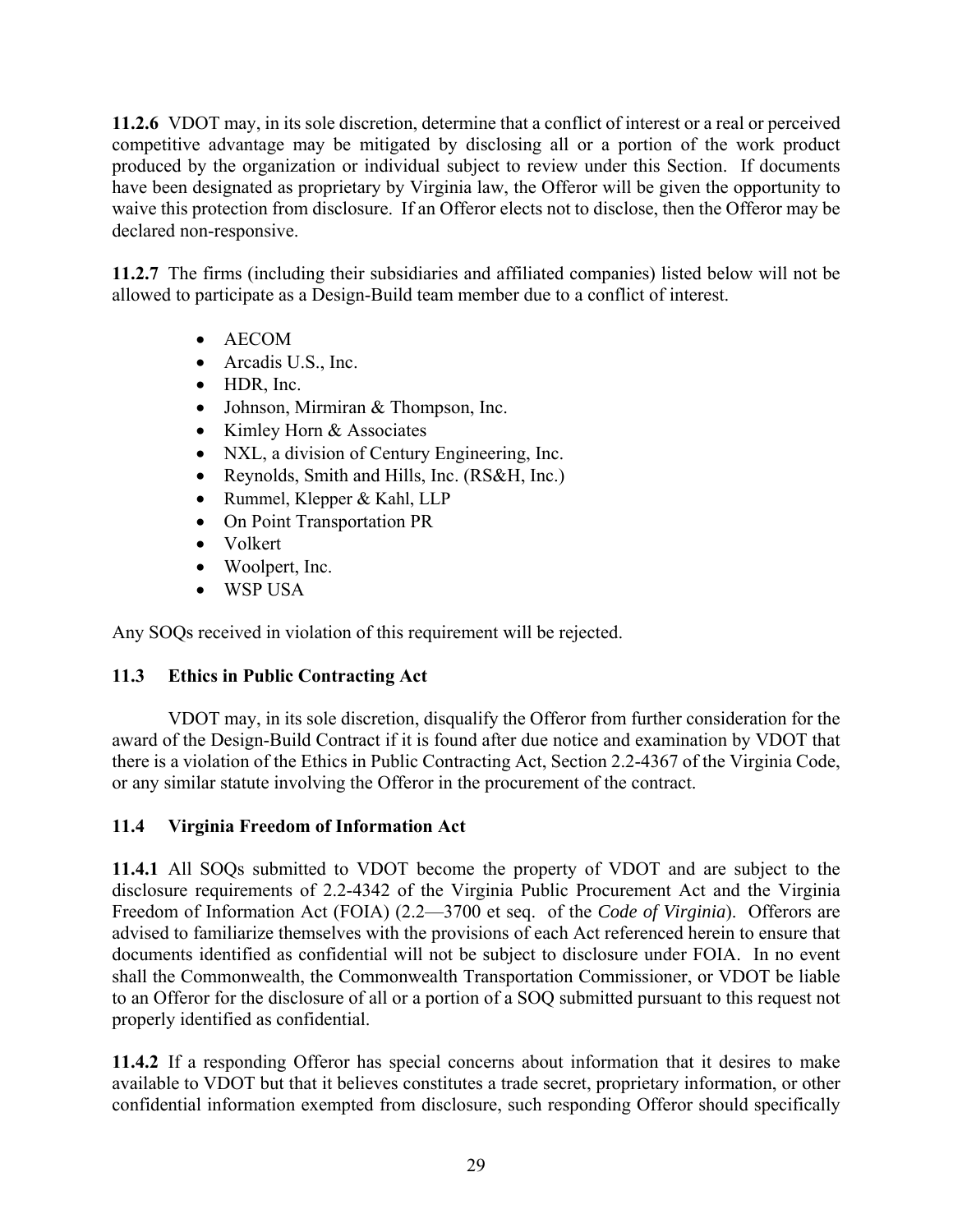**11.2.6** VDOT may, in its sole discretion, determine that a conflict of interest or a real or perceived competitive advantage may be mitigated by disclosing all or a portion of the work product produced by the organization or individual subject to review under this Section. If documents have been designated as proprietary by Virginia law, the Offeror will be given the opportunity to waive this protection from disclosure. If an Offeror elects not to disclose, then the Offeror may be declared non-responsive.

**11.2.7** The firms (including their subsidiaries and affiliated companies) listed below will not be allowed to participate as a Design-Build team member due to a conflict of interest.

- AECOM
- Arcadis U.S., Inc.
- HDR, Inc.
- Johnson, Mirmiran & Thompson, Inc.
- Kimley Horn & Associates
- NXL, a division of Century Engineering, Inc.
- Reynolds, Smith and Hills, Inc. (RS&H, Inc.)
- Rummel, Klepper & Kahl, LLP
- On Point Transportation PR
- Volkert
- Woolpert, Inc.
- WSP USA

Any SOQs received in violation of this requirement will be rejected.

### 11.3 Ethics in Public Contracting Act

VDOT may, in its sole discretion, disqualify the Offeror from further consideration for the award of the Design-Build Contract if it is found after due notice and examination by VDOT that there is a violation of the Ethics in Public Contracting Act, Section 2.2-4367 of the Virginia Code, or any similar statute involving the Offeror in the procurement of the contract.

### 11.4 Virginia Freedom of Information Act

**11.4.1** All SOQs submitted to VDOT become the property of VDOT and are subject to the disclosure requirements of 2.2-4342 of the Virginia Public Procurement Act and the Virginia Freedom of Information Act (FOIA) (2.2—3700 et seq. of the *Code of Virginia*). Offerors are advised to familiarize themselves with the provisions of each Act referenced herein to ensure that documents identified as confidential will not be subject to disclosure under FOIA. In no event shall the Commonwealth, the Commonwealth Transportation Commissioner, or VDOT be liable to an Offeror for the disclosure of all or a portion of a SOQ submitted pursuant to this request not properly identified as confidential.

**11.4.2** If a responding Offeror has special concerns about information that it desires to make available to VDOT but that it believes constitutes a trade secret, proprietary information, or other confidential information exempted from disclosure, such responding Offeror should specifically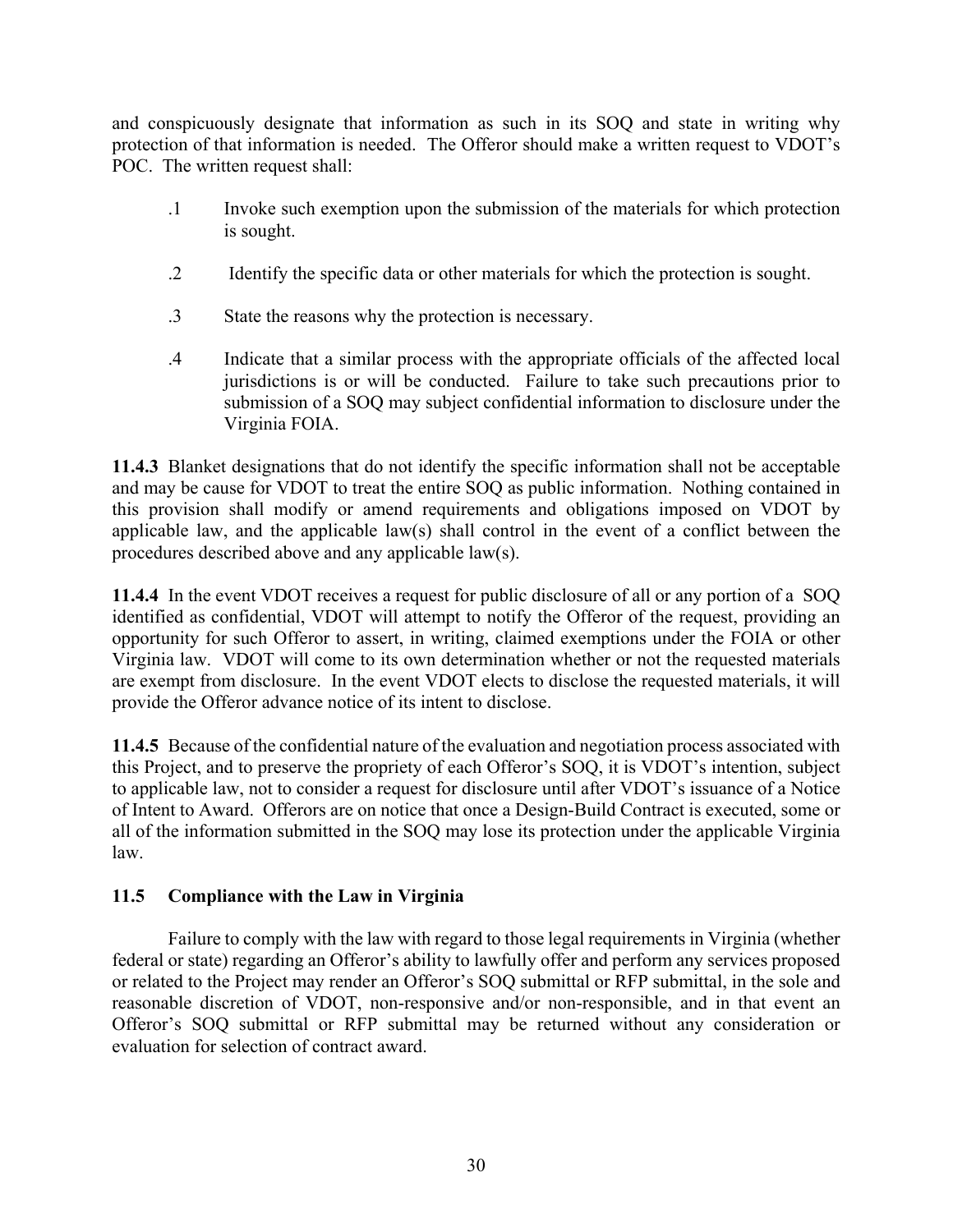and conspicuously designate that information as such in its SOQ and state in writing why protection of that information is needed. The Offeror should make a written request to VDOT's POC. The written request shall:

.1 Invoke such exemption upon the submission of the materials for which protection is sought.

.2 Identify the specific data or other materials for which the protection is sought.

.3 State the reasons why the protection is necessary.

.4 Indicate that a similar process with the appropriate officials of the affected local jurisdictions is or will be conducted. Failure to take such precautions prior to submission of a SOQ may subject confidential information to disclosure under the Virginia FOIA.

**11.4.3** Blanket designations that do not identify the specific information shall not be acceptable and may be cause for VDOT to treat the entire SOQ as public information. Nothing contained in this provision shall modify or amend requirements and obligations imposed on VDOT by applicable law, and the applicable law(s) shall control in the event of a conflict between the procedures described above and any applicable law(s).

**11.4.4** In the event VDOT receives a request for public disclosure of all or any portion of a SOQ identified as confidential, VDOT will attempt to notify the Offeror of the request, providing an opportunity for such Offeror to assert, in writing, claimed exemptions under the FOIA or other Virginia law. VDOT will come to its own determination whether or not the requested materials are exempt from disclosure. In the event VDOT elects to disclose the requested materials, it will provide the Offeror advance notice of its intent to disclose.

**11.4.5** Because of the confidential nature of the evaluation and negotiation process associated with this Project, and to preserve the propriety of each Offeror's SOQ, it is VDOT's intention, subject to applicable law, not to consider a request for disclosure until after VDOT's issuance of a Notice of Intent to Award. Offerors are on notice that once a Design-Build Contract is executed, some or all of the information submitted in the SOQ may lose its protection under the applicable Virginia law.

### 11.5 Compliance with the Law in Virginia

Failure to comply with the law with regard to those legal requirements in Virginia (whether federal or state) regarding an Offeror's ability to lawfully offer and perform any services proposed or related to the Project may render an Offeror's SOQ submittal or RFP submittal, in the sole and reasonable discretion of VDOT, non-responsive and/or non-responsible, and in that event an Offeror's SOQ submittal or RFP submittal may be returned without any consideration or evaluation for selection of contract award.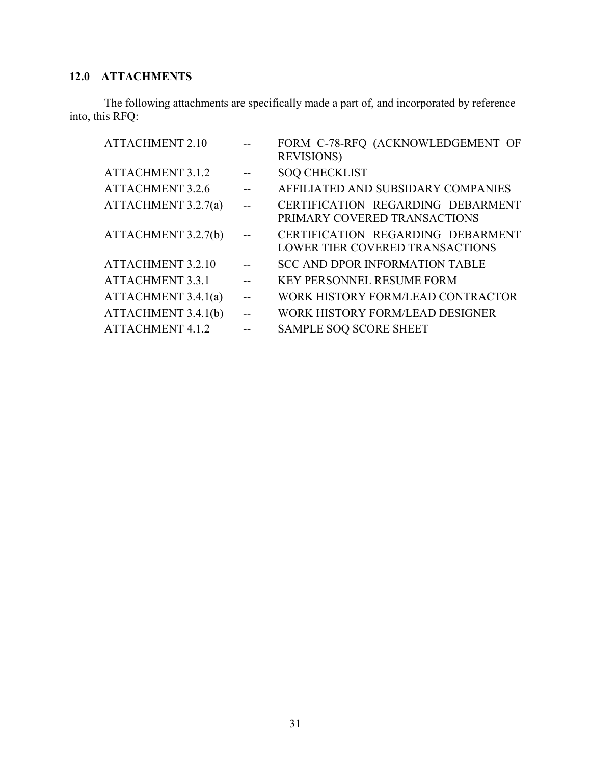## 12.0 ATTACHMENTS

The following attachments are specifically made a part of, and incorporated by reference into, this RFQ:

| | | |
|---|---|---|
| ATTACHMENT 2.10 | -- | FORM C-78-RFQ (ACKNOWLEDGEMENT OF REVISIONS) |
| ATTACHMENT 3.1.2 | -- | SOQ CHECKLIST |
| ATTACHMENT 3.2.6 | -- | AFFILIATED AND SUBSIDARY COMPANIES |
| ATTACHMENT 3.2.7(a) | -- | CERTIFICATION REGARDING DEBARMENT PRIMARY COVERED TRANSACTIONS |
| ATTACHMENT 3.2.7(b) | -- | CERTIFICATION REGARDING DEBARMENT LOWER TIER COVERED TRANSACTIONS |
| ATTACHMENT 3.2.10 | -- | SCC AND DPOR INFORMATION TABLE |
| ATTACHMENT 3.3.1 | -- | KEY PERSONNEL RESUME FORM |
| ATTACHMENT 3.4.1(a) | -- | WORK HISTORY FORM/LEAD CONTRACTOR |
| ATTACHMENT 3.4.1(b) | -- | WORK HISTORY FORM/LEAD DESIGNER |
| ATTACHMENT 4.1.2 | -- | SAMPLE SOQ SCORE SHEET |